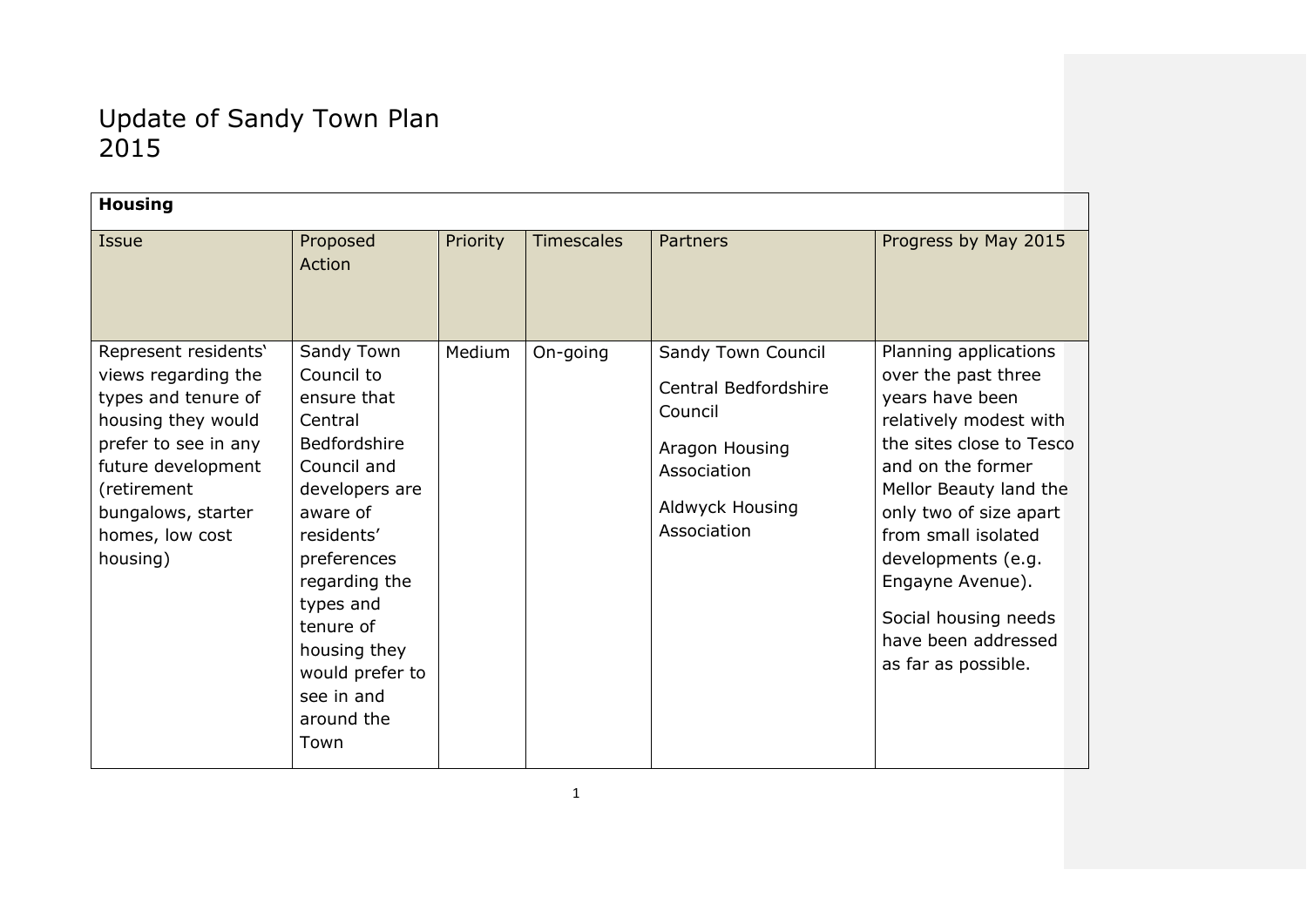# Update of Sandy Town Plan 2015

| **Housing** | | | | | |
|---|---|---|---|---|---|
| Issue | Proposed Action | Priority | Timescales | Partners | Progress by May 2015 |
| Represent residents' views regarding the types and tenure of housing they would prefer to see in any future development (retirement bungalows, starter homes, low cost housing) | Sandy Town Council to ensure that Central Bedfordshire Council and developers are aware of residents' preferences regarding the types and tenure of housing they would prefer to see in and around the Town | Medium | On-going | Sandy Town Council<br><br>Central Bedfordshire Council<br><br>Aragon Housing Association<br><br>Aldwyck Housing Association | Planning applications over the past three years have been relatively modest with the sites close to Tesco and on the former Mellor Beauty land the only two of size apart from small isolated developments (e.g. Engayne Avenue).<br><br>Social housing needs have been addressed as far as possible. |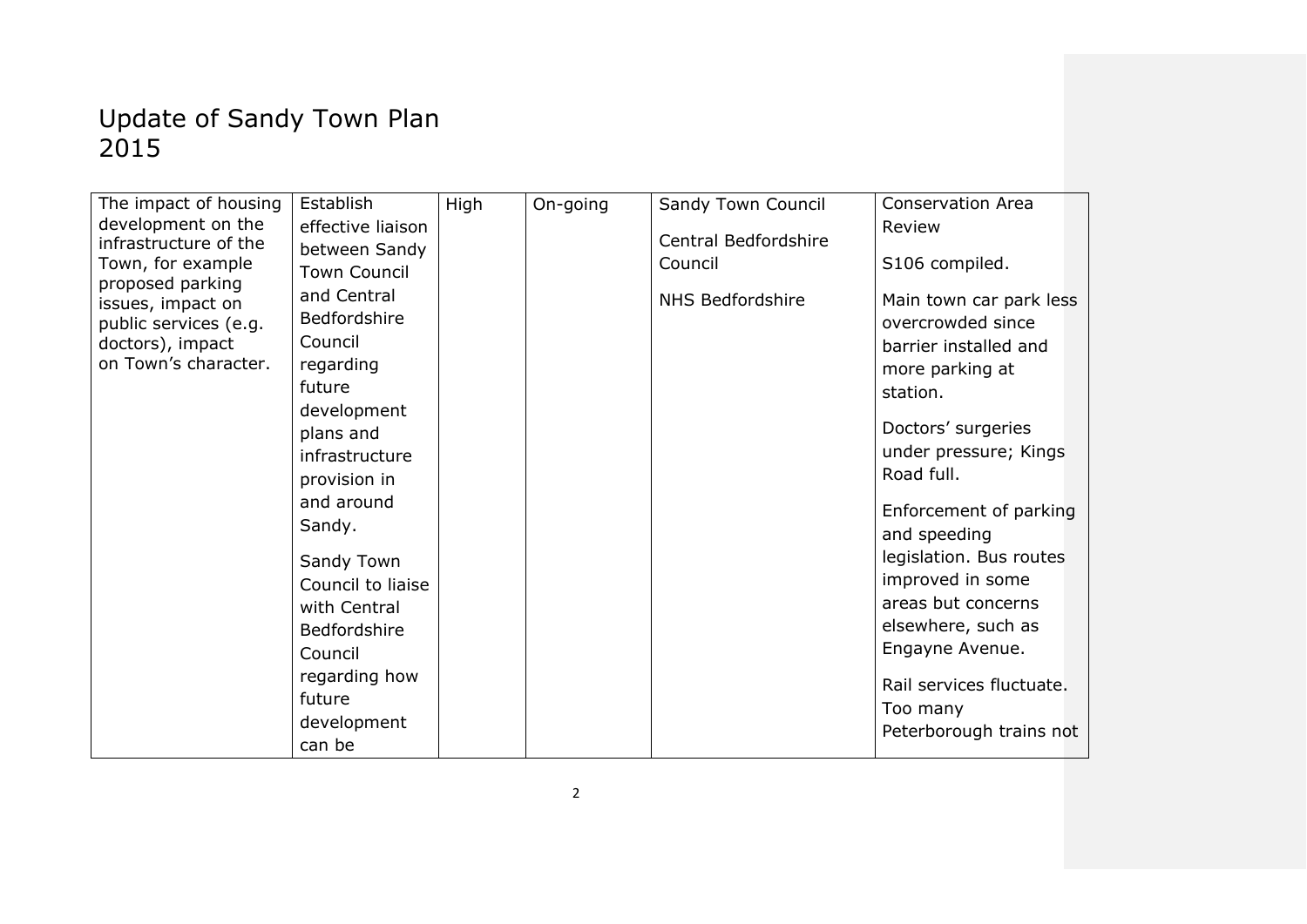# Update of Sandy Town Plan 2015

| | | | | | |
|---|---|---|---|---|---|
| The impact of housing development on the infrastructure of the Town, for example proposed parking issues, impact on public services (e.g. doctors), impact on Town's character. | Establish effective liaison between Sandy Town Council and Central Bedfordshire Council regarding future development plans and infrastructure provision in and around Sandy.<br><br>Sandy Town Council to liaise with Central Bedfordshire Council regarding how future development can be | High | On-going | Sandy Town Council<br><br>Central Bedfordshire Council<br><br>NHS Bedfordshire | Conservation Area Review<br><br>S106 compiled.<br><br>Main town car park less overcrowded since barrier installed and more parking at station.<br><br>Doctors' surgeries under pressure; Kings Road full.<br><br>Enforcement of parking and speeding legislation. Bus routes improved in some areas but concerns elsewhere, such as Engayne Avenue.<br><br>Rail services fluctuate. Too many Peterborough trains not |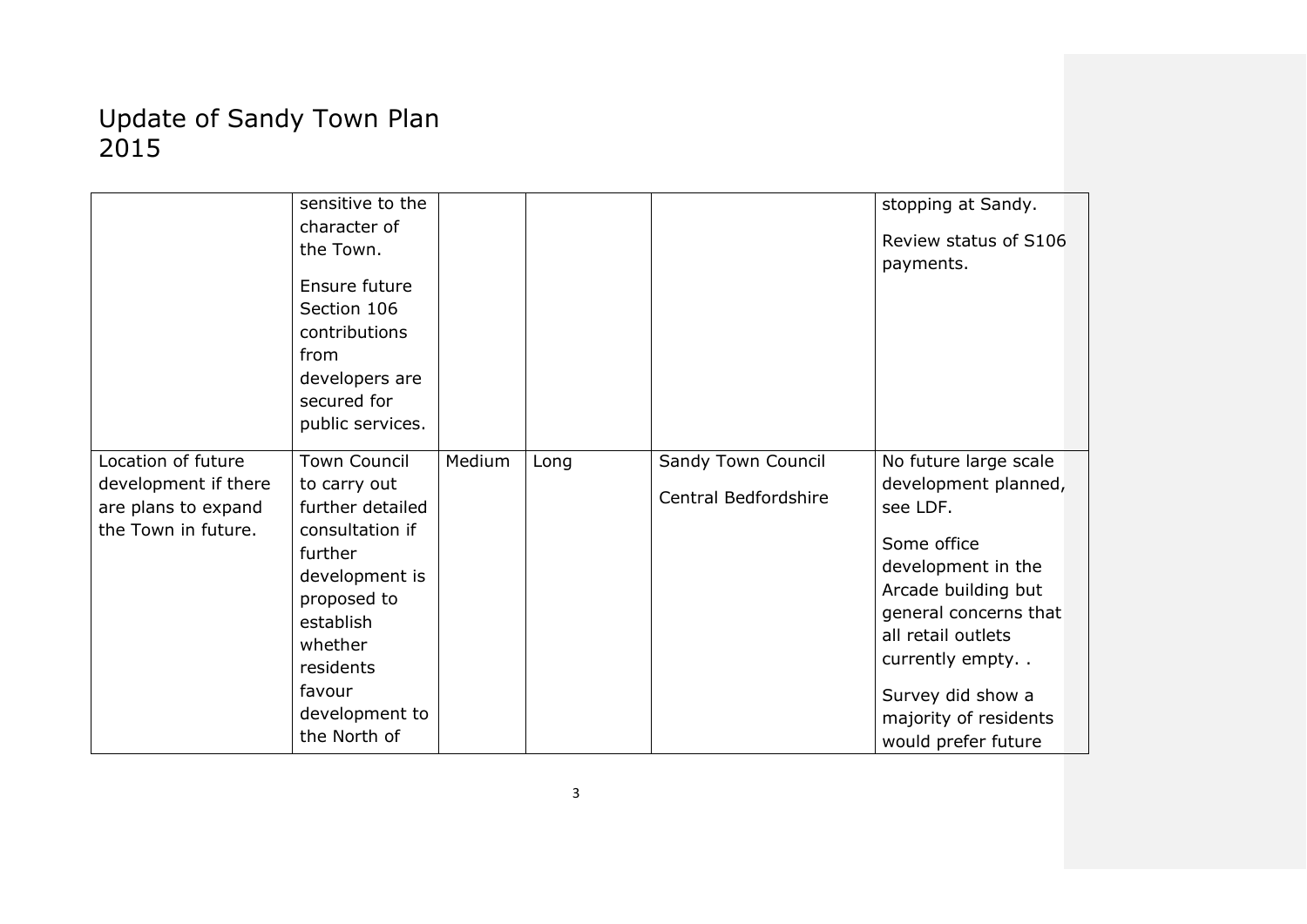# Update of Sandy Town Plan 2015

| | | | | | |
|---|---|---|---|---|---|
| | sensitive to the character of the Town.<br><br>Ensure future Section 106 contributions from developers are secured for public services. | | | | stopping at Sandy.<br><br>Review status of S106 payments. |
| Location of future development if there are plans to expand the Town in future. | Town Council to carry out further detailed consultation if further development is proposed to establish whether residents favour development to the North of | Medium | Long | Sandy Town Council<br><br>Central Bedfordshire | No future large scale development planned, see LDF.<br><br>Some office development in the Arcade building but general concerns that all retail outlets currently empty. .<br><br>Survey did show a majority of residents would prefer future |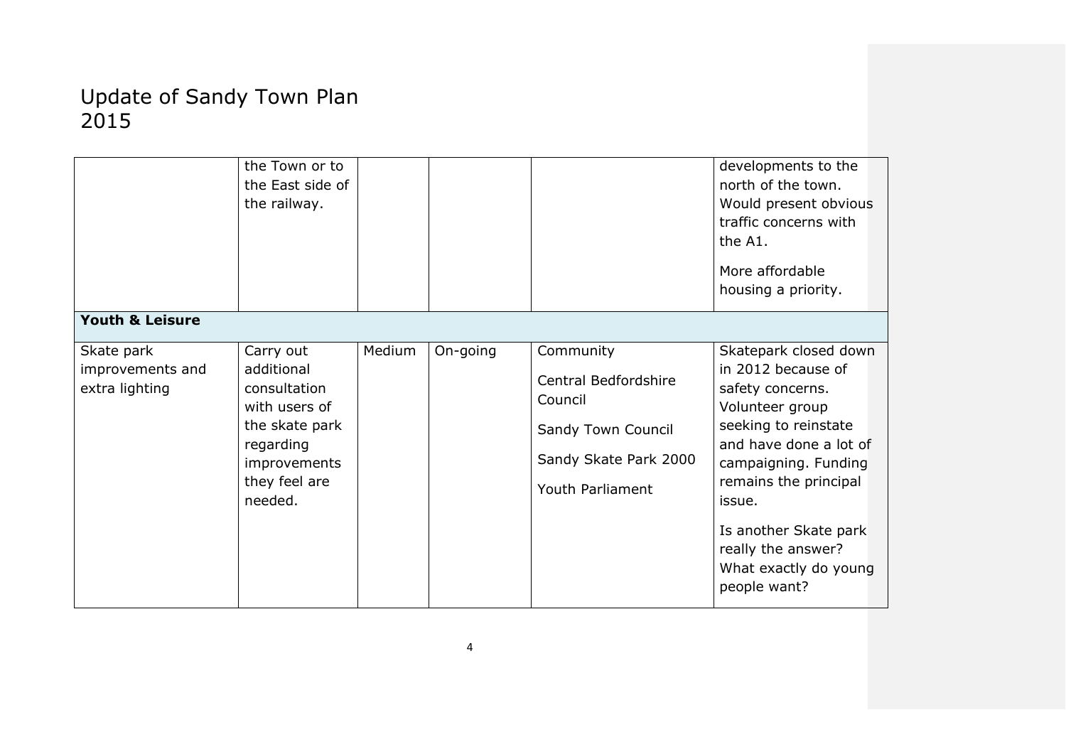# Update of Sandy Town Plan 2015

| | | | | | |
|---|---|---|---|---|---|
| | the Town or to the East side of the railway. | | | | developments to the north of the town. Would present obvious traffic concerns with the A1.<br><br>More affordable housing a priority. |
| **Youth & Leisure** | | | | | |
| Skate park improvements and extra lighting | Carry out additional consultation with users of the skate park regarding improvements they feel are needed. | Medium | On-going | Community<br><br>Central Bedfordshire Council<br><br>Sandy Town Council<br><br>Sandy Skate Park 2000<br><br>Youth Parliament | Skatepark closed down in 2012 because of safety concerns. Volunteer group seeking to reinstate and have done a lot of campaigning. Funding remains the principal issue.<br><br>Is another Skate park really the answer? What exactly do young people want? |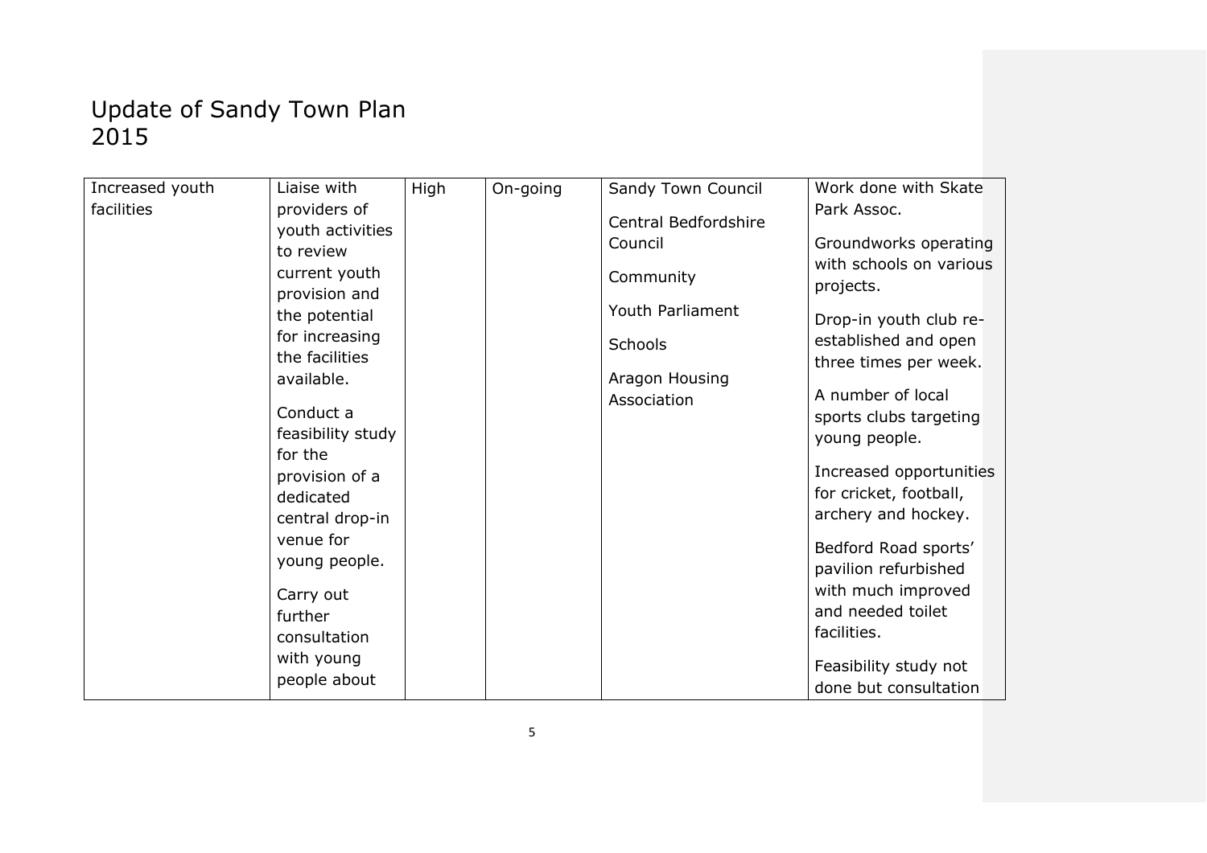# Update of Sandy Town Plan 2015

| | | | | | |
|---|---|---|---|---|---|
| Increased youth facilities | Liaise with providers of youth activities to review current youth provision and the potential for increasing the facilities available.<br><br>Conduct a feasibility study for the provision of a dedicated central drop-in venue for young people.<br><br>Carry out further consultation with young people about | High | On-going | Sandy Town Council<br><br>Central Bedfordshire Council<br><br>Community<br><br>Youth Parliament<br><br>Schools<br><br>Aragon Housing Association | Work done with Skate Park Assoc.<br><br>Groundworks operating with schools on various projects.<br><br>Drop-in youth club re-established and open three times per week.<br><br>A number of local sports clubs targeting young people.<br><br>Increased opportunities for cricket, football, archery and hockey.<br><br>Bedford Road sports' pavilion refurbished with much improved and needed toilet facilities.<br><br>Feasibility study not done but consultation |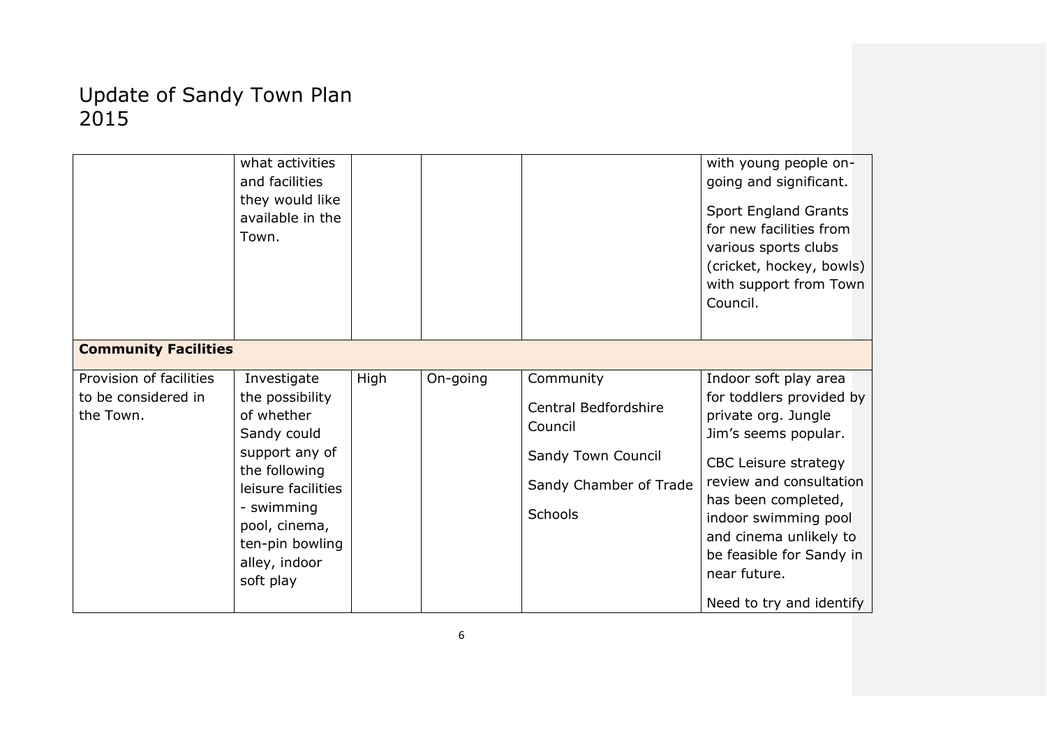| | | | | | |
|---|---|---|---|---|---|
| | what activities and facilities they would like available in the Town. | | | | with young people on-going and significant.<br><br>Sport England Grants for new facilities from various sports clubs (cricket, hockey, bowls) with support from Town Council. |
| **Community Facilities** | | | | | |
| Provision of facilities to be considered in the Town. | Investigate the possibility of whether Sandy could support any of the following leisure facilities - swimming pool, cinema, ten-pin bowling alley, indoor soft play | High | On-going | Community<br><br>Central Bedfordshire Council<br><br>Sandy Town Council<br><br>Sandy Chamber of Trade<br><br>Schools | Indoor soft play area for toddlers provided by private org. Jungle Jim's seems popular.<br><br>CBC Leisure strategy review and consultation has been completed, indoor swimming pool and cinema unlikely to be feasible for Sandy in near future.<br><br>Need to try and identify |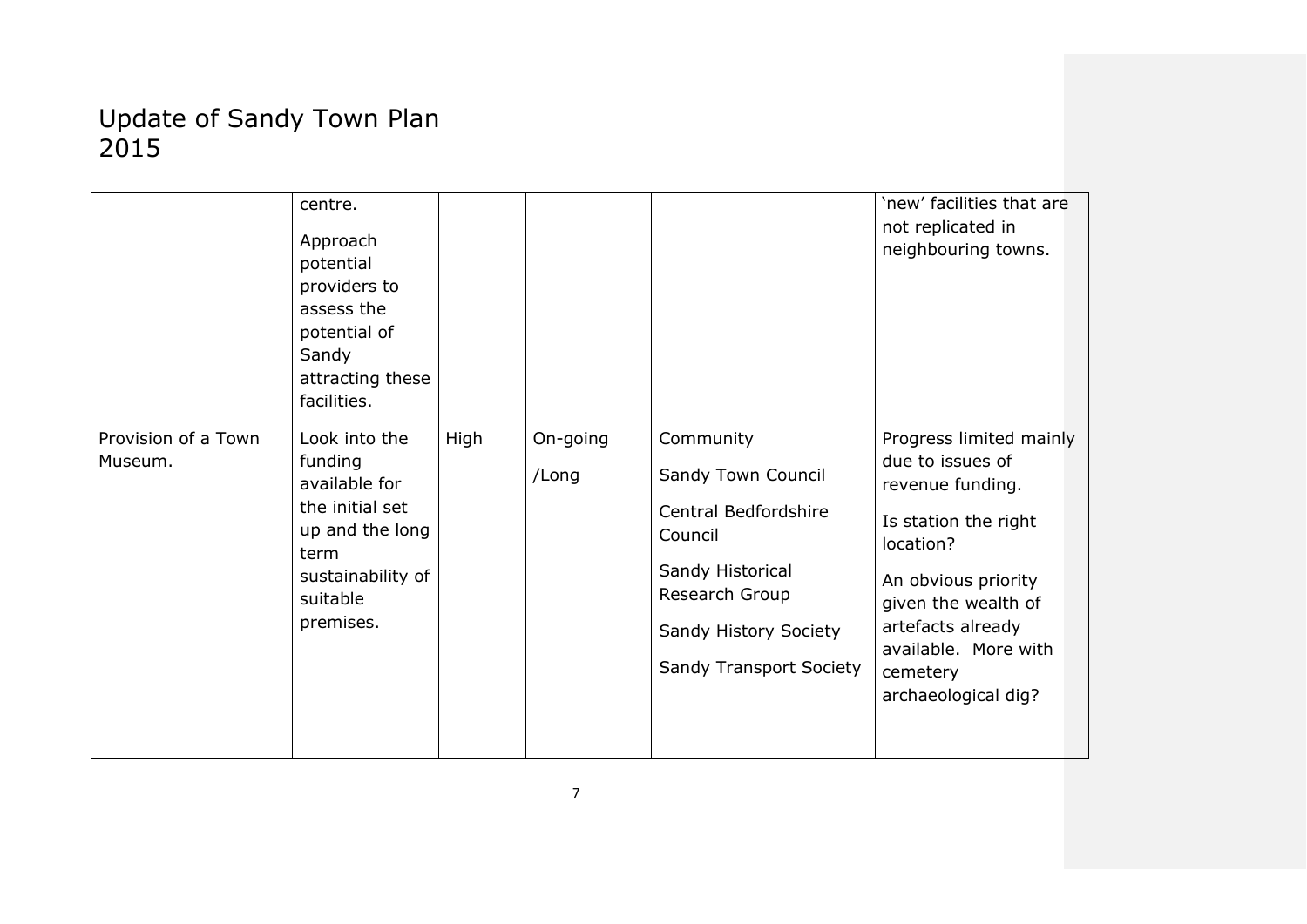# Update of Sandy Town Plan 2015

| | | | | | |
|---|---|---|---|---|---|
| | centre.<br><br>Approach potential providers to assess the potential of Sandy attracting these facilities. | | | | 'new' facilities that are not replicated in neighbouring towns. |
| Provision of a Town Museum. | Look into the funding available for the initial set up and the long term sustainability of suitable premises. | High | On-going /Long | Community<br><br>Sandy Town Council<br><br>Central Bedfordshire Council<br><br>Sandy Historical Research Group<br><br>Sandy History Society<br><br>Sandy Transport Society | Progress limited mainly due to issues of revenue funding.<br><br>Is station the right location?<br><br>An obvious priority given the wealth of artefacts already available. More with cemetery archaeological dig? |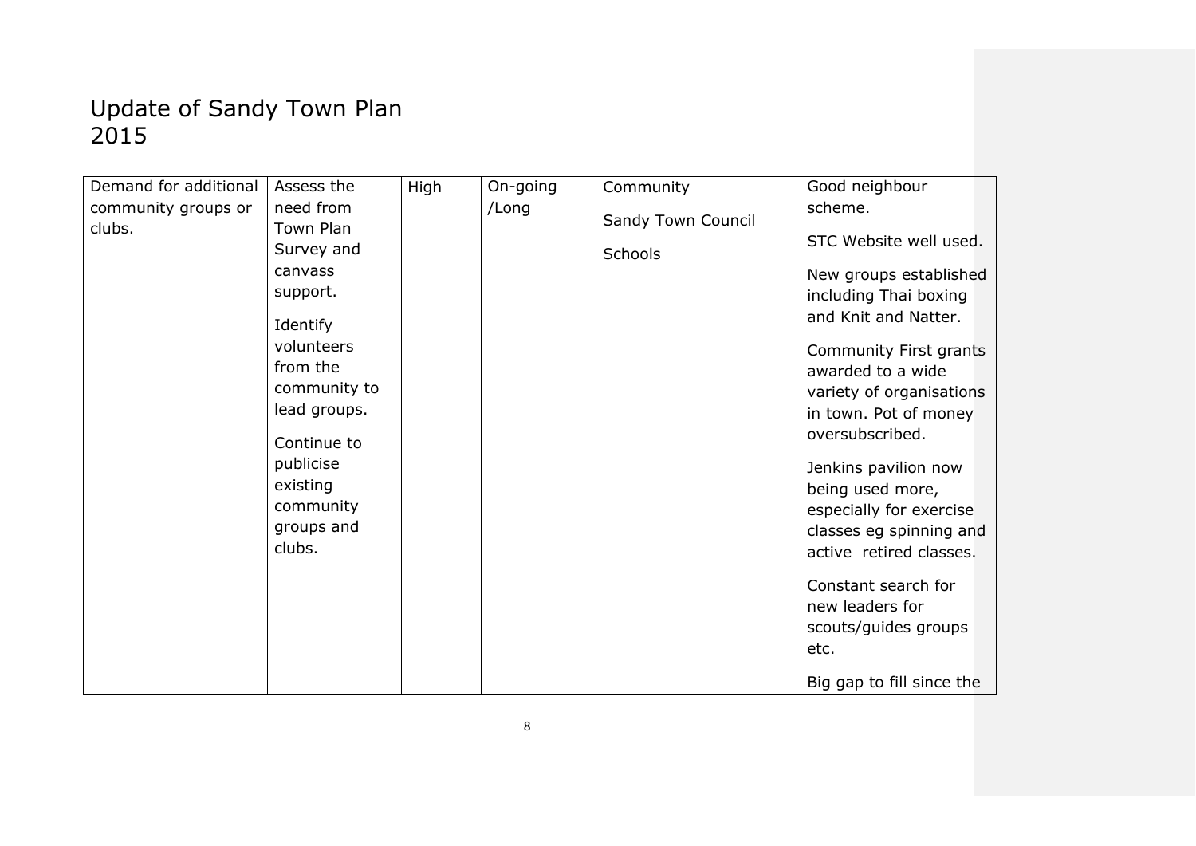# Update of Sandy Town Plan 2015

| | | | | | |
|---|---|---|---|---|---|
| Demand for additional community groups or clubs. | Assess the need from Town Plan Survey and canvass support.<br><br>Identify volunteers from the community to lead groups.<br><br>Continue to publicise existing community groups and clubs. | High | On-going /Long | Community<br><br>Sandy Town Council<br><br>Schools | Good neighbour scheme.<br><br>STC Website well used.<br><br>New groups established including Thai boxing and Knit and Natter.<br><br>Community First grants awarded to a wide variety of organisations in town. Pot of money oversubscribed.<br><br>Jenkins pavilion now being used more, especially for exercise classes eg spinning and active retired classes.<br><br>Constant search for new leaders for scouts/guides groups etc.<br><br>Big gap to fill since the |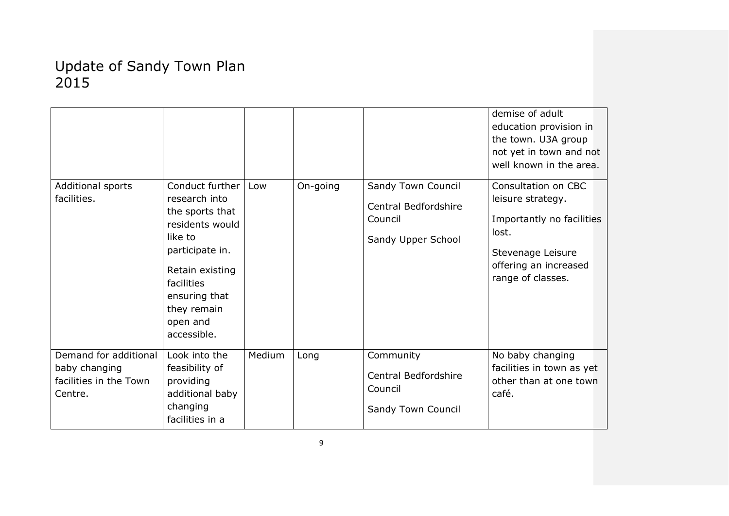# Update of Sandy Town Plan 2015

| | | | | | |
|---|---|---|---|---|---|
| | | | | | demise of adult education provision in the town. U3A group not yet in town and not well known in the area. |
| Additional sports facilities. | Conduct further research into the sports that residents would like to participate in.<br><br>Retain existing facilities ensuring that they remain open and accessible. | Low | On-going | Sandy Town Council<br><br>Central Bedfordshire Council<br><br>Sandy Upper School | Consultation on CBC leisure strategy.<br><br>Importantly no facilities lost.<br><br>Stevenage Leisure offering an increased range of classes. |
| Demand for additional baby changing facilities in the Town Centre. | Look into the feasibility of providing additional baby changing facilities in a | Medium | Long | Community<br><br>Central Bedfordshire Council<br><br>Sandy Town Council | No baby changing facilities in town as yet other than at one town café. |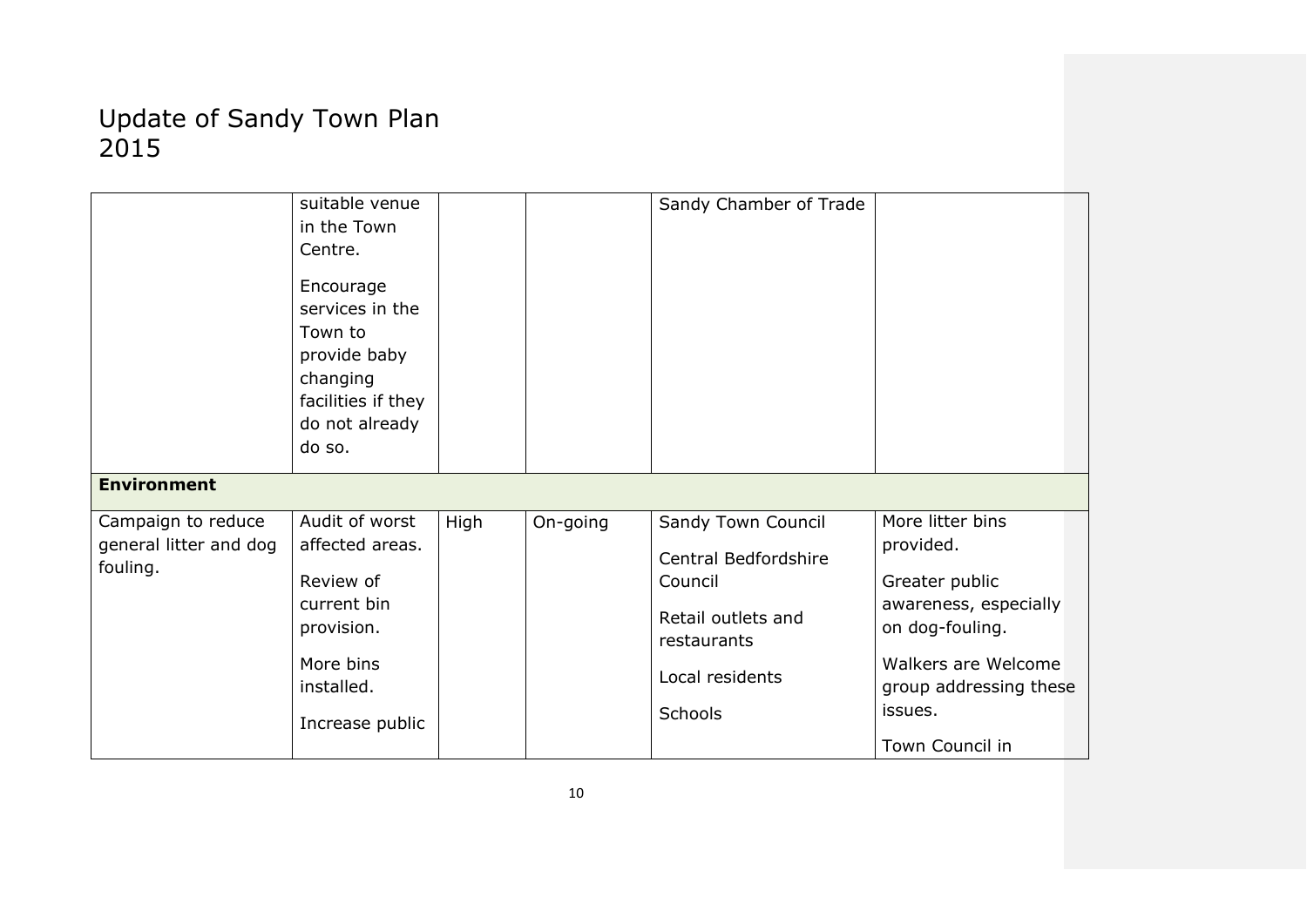| | suitable venue in the Town Centre.<br><br>Encourage services in the Town to provide baby changing facilities if they do not already do so. | | | Sandy Chamber of Trade | |
|---|---|---|---|---|---|
| **Environment** | | | | | |
| Campaign to reduce general litter and dog fouling. | Audit of worst affected areas.<br><br>Review of current bin provision.<br><br>More bins installed.<br><br>Increase public | High | On-going | Sandy Town Council<br><br>Central Bedfordshire Council<br><br>Retail outlets and restaurants<br><br>Local residents<br><br>Schools | More litter bins provided.<br><br>Greater public awareness, especially on dog-fouling.<br><br>Walkers are Welcome group addressing these issues.<br><br>Town Council in |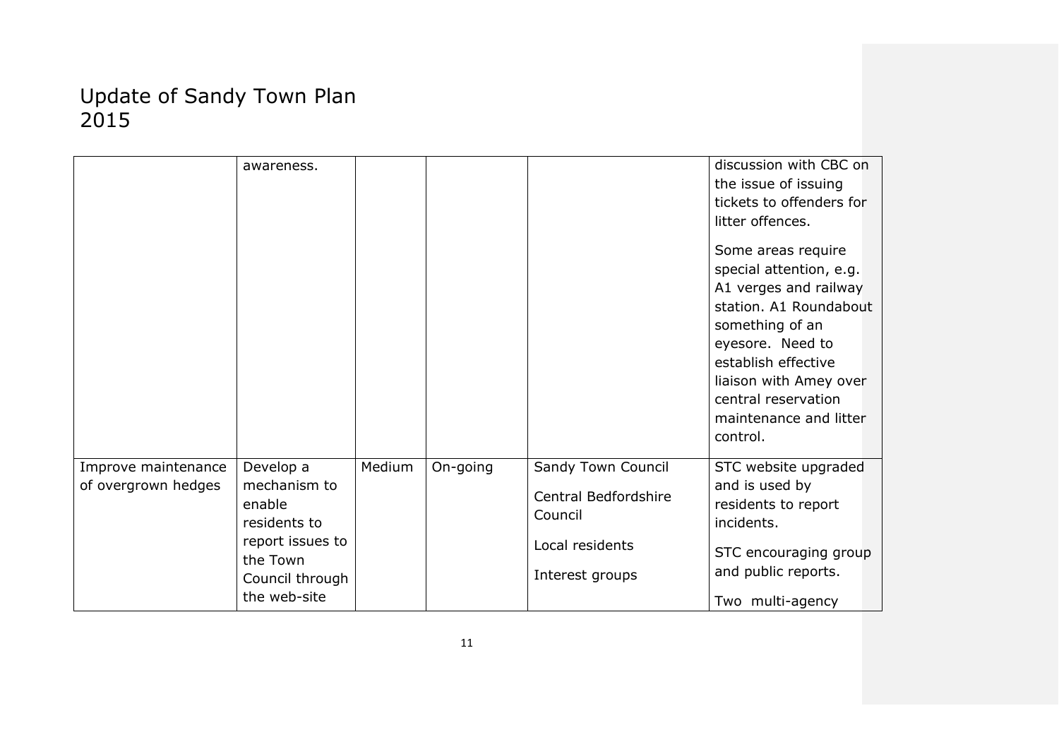# Update of Sandy Town Plan 2015

| | | | | | |
|---|---|---|---|---|---|
| | awareness. | | | | discussion with CBC on the issue of issuing tickets to offenders for litter offences.<br><br>Some areas require special attention, e.g. A1 verges and railway station. A1 Roundabout something of an eyesore. Need to establish effective liaison with Amey over central reservation maintenance and litter control. |
| Improve maintenance of overgrown hedges | Develop a mechanism to enable residents to report issues to the Town Council through the web-site | Medium | On-going | Sandy Town Council<br><br>Central Bedfordshire Council<br><br>Local residents<br><br>Interest groups | STC website upgraded and is used by residents to report incidents.<br><br>STC encouraging group and public reports.<br><br>Two multi-agency |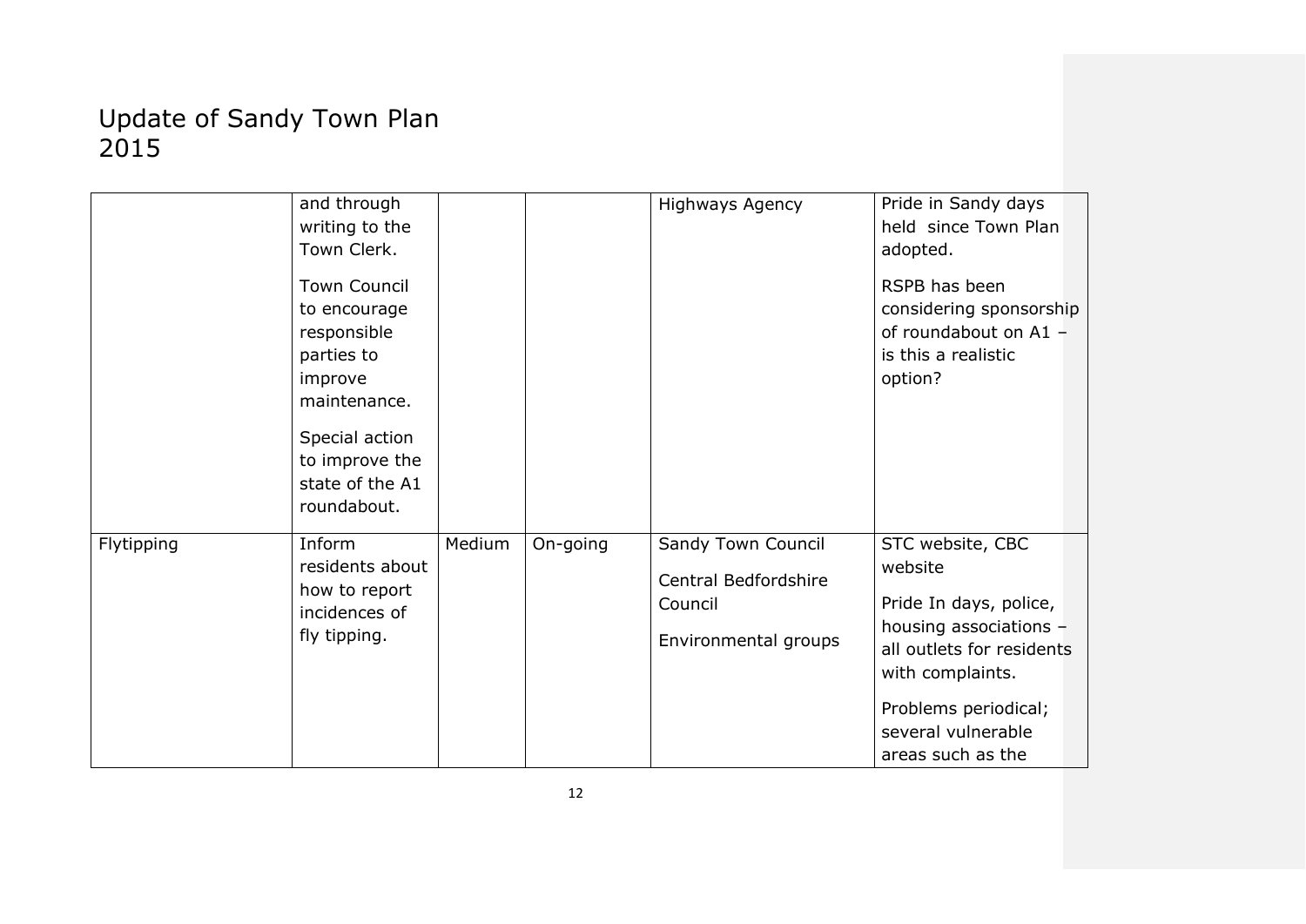# Update of Sandy Town Plan 2015

| | | | | | |
|---|---|---|---|---|---|
| | and through writing to the Town Clerk.<br><br>Town Council to encourage responsible parties to improve maintenance.<br><br>Special action to improve the state of the A1 roundabout. | | | Highways Agency | Pride in Sandy days held since Town Plan adopted.<br><br>RSPB has been considering sponsorship of roundabout on A1 – is this a realistic option? |
| Flytipping | Inform residents about how to report incidences of fly tipping. | Medium | On-going | Sandy Town Council<br><br>Central Bedfordshire Council<br><br>Environmental groups | STC website, CBC website<br><br>Pride In days, police, housing associations – all outlets for residents with complaints.<br><br>Problems periodical; several vulnerable areas such as the |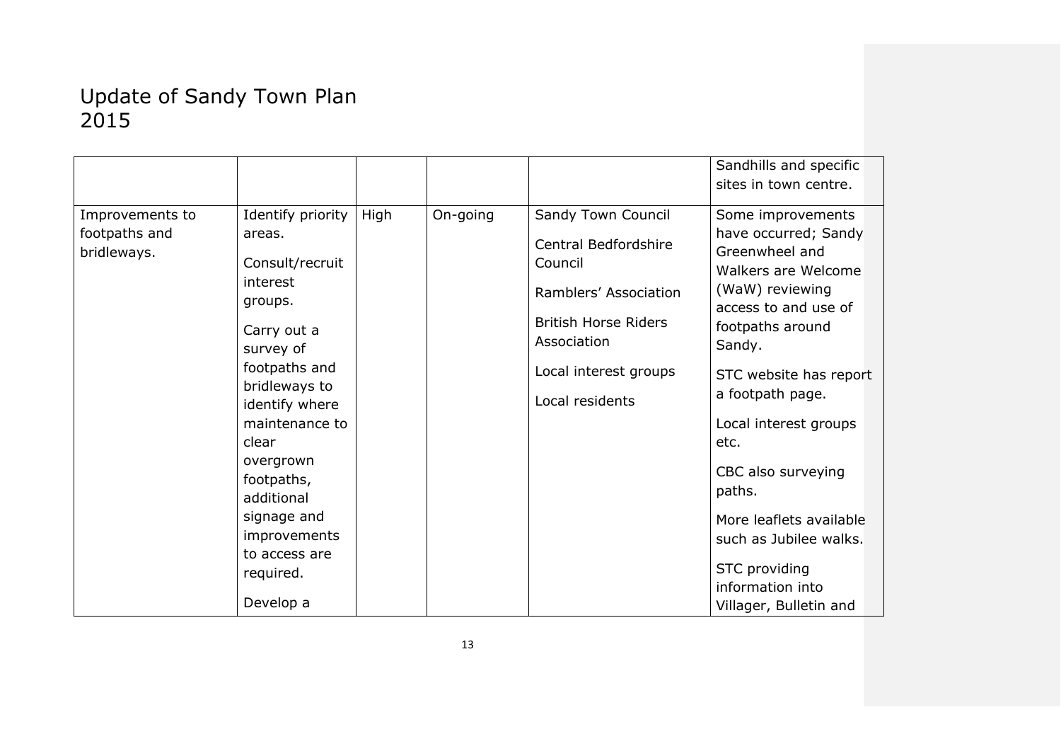# Update of Sandy Town Plan 2015

| | | | | | |
|---|---|---|---|---|---|
| | | | | | Sandhills and specific sites in town centre. |
| Improvements to footpaths and bridleways. | Identify priority areas.<br><br>Consult/recruit interest groups.<br><br>Carry out a survey of footpaths and bridleways to identify where maintenance to clear overgrown footpaths, additional signage and improvements to access are required.<br><br>Develop a | High | On-going | Sandy Town Council<br><br>Central Bedfordshire Council<br><br>Ramblers' Association<br><br>British Horse Riders Association<br><br>Local interest groups<br><br>Local residents | Some improvements have occurred; Sandy Greenwheel and Walkers are Welcome (WaW) reviewing access to and use of footpaths around Sandy.<br><br>STC website has report a footpath page.<br><br>Local interest groups etc.<br><br>CBC also surveying paths.<br><br>More leaflets available such as Jubilee walks.<br><br>STC providing information into Villager, Bulletin and |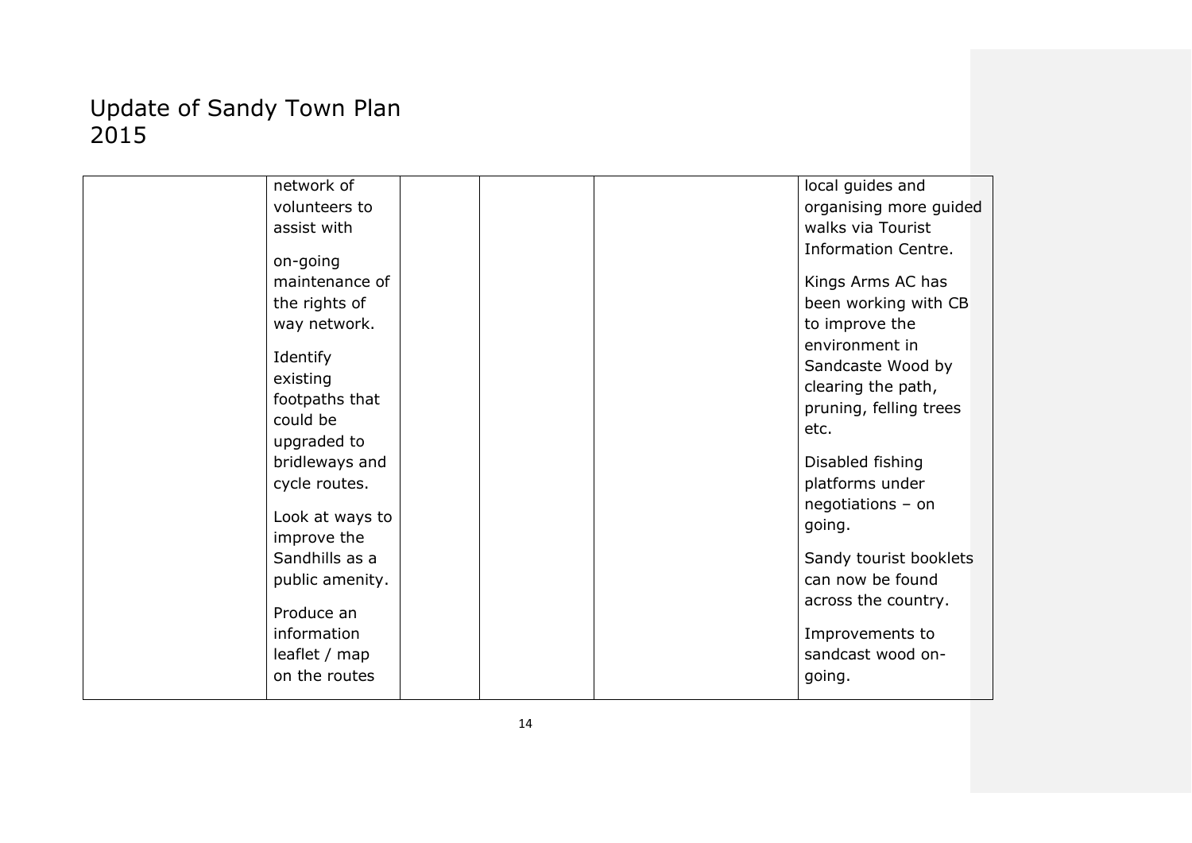# Update of Sandy Town Plan 2015

| | | | | | |
|---|---|---|---|---|---|
| | network of volunteers to assist with on-going maintenance of the rights of way network.<br><br>Identify existing footpaths that could be upgraded to bridleways and cycle routes.<br><br>Look at ways to improve the Sandhills as a public amenity.<br><br>Produce an information leaflet / map on the routes | | | | local guides and organising more guided walks via Tourist Information Centre.<br><br>Kings Arms AC has been working with CB to improve the environment in Sandcaste Wood by clearing the path, pruning, felling trees etc.<br><br>Disabled fishing platforms under negotiations – on going.<br><br>Sandy tourist booklets can now be found across the country.<br><br>Improvements to sandcast wood on-going. |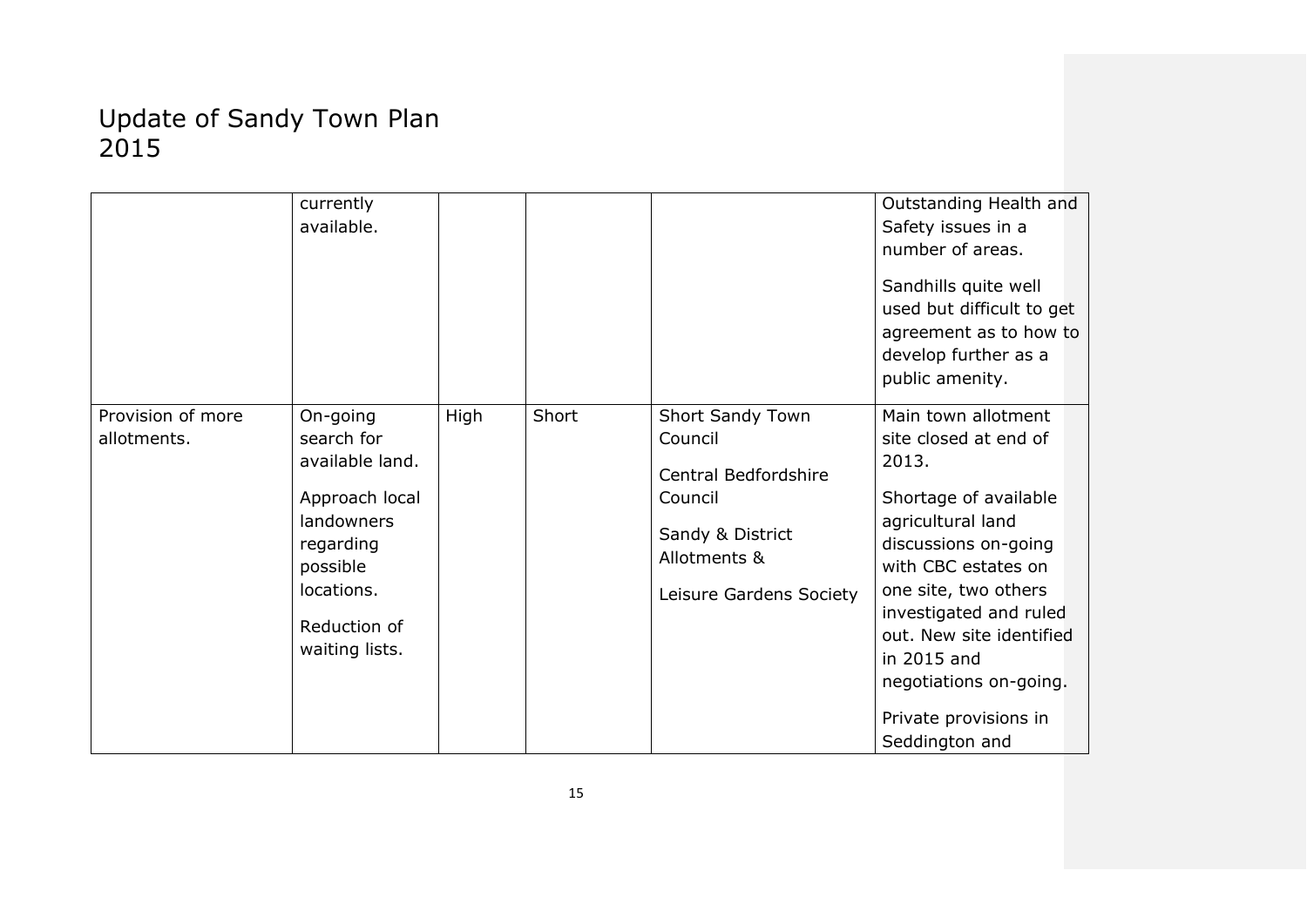# Update of Sandy Town Plan 2015

| | | | | | |
|---|---|---|---|---|---|
| | currently available. | | | | Outstanding Health and Safety issues in a number of areas.<br><br>Sandhills quite well used but difficult to get agreement as to how to develop further as a public amenity. |
| Provision of more allotments. | On-going search for available land.<br><br>Approach local landowners regarding possible locations.<br><br>Reduction of waiting lists. | High | Short | Short Sandy Town Council<br><br>Central Bedfordshire Council<br><br>Sandy & District Allotments &<br><br>Leisure Gardens Society | Main town allotment site closed at end of 2013.<br><br>Shortage of available agricultural land discussions on-going with CBC estates on one site, two others investigated and ruled out. New site identified in 2015 and negotiations on-going.<br><br>Private provisions in Seddington and |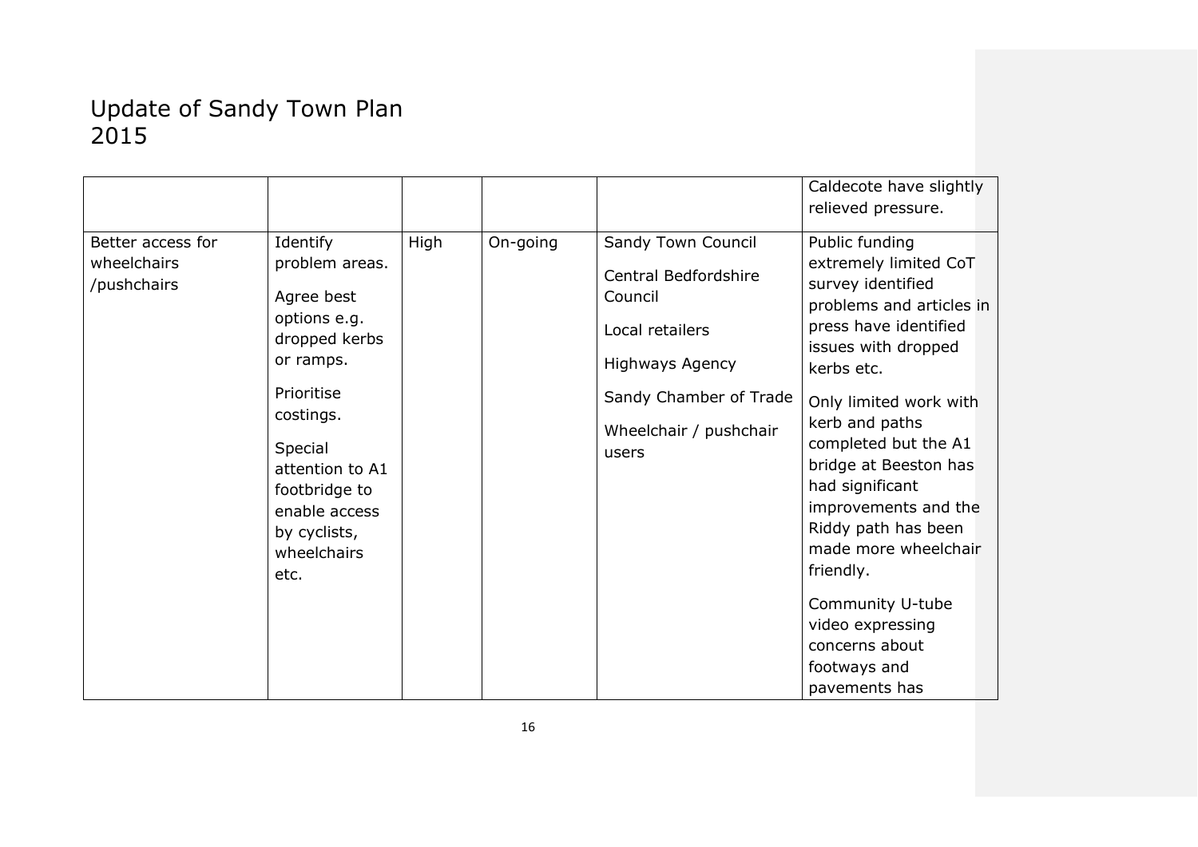# Update of Sandy Town Plan 2015

| | | | | | |
|---|---|---|---|---|---|
| | | | | | Caldecote have slightly relieved pressure. |
| Better access for wheelchairs /pushchairs | Identify problem areas.<br><br>Agree best options e.g. dropped kerbs or ramps.<br><br>Prioritise costings.<br><br>Special attention to A1 footbridge to enable access by cyclists, wheelchairs etc. | High | On-going | Sandy Town Council<br><br>Central Bedfordshire Council<br><br>Local retailers<br><br>Highways Agency<br><br>Sandy Chamber of Trade<br><br>Wheelchair / pushchair users | Public funding extremely limited CoT survey identified problems and articles in press have identified issues with dropped kerbs etc.<br><br>Only limited work with kerb and paths completed but the A1 bridge at Beeston has had significant improvements and the Riddy path has been made more wheelchair friendly.<br><br>Community U-tube video expressing concerns about footways and pavements has |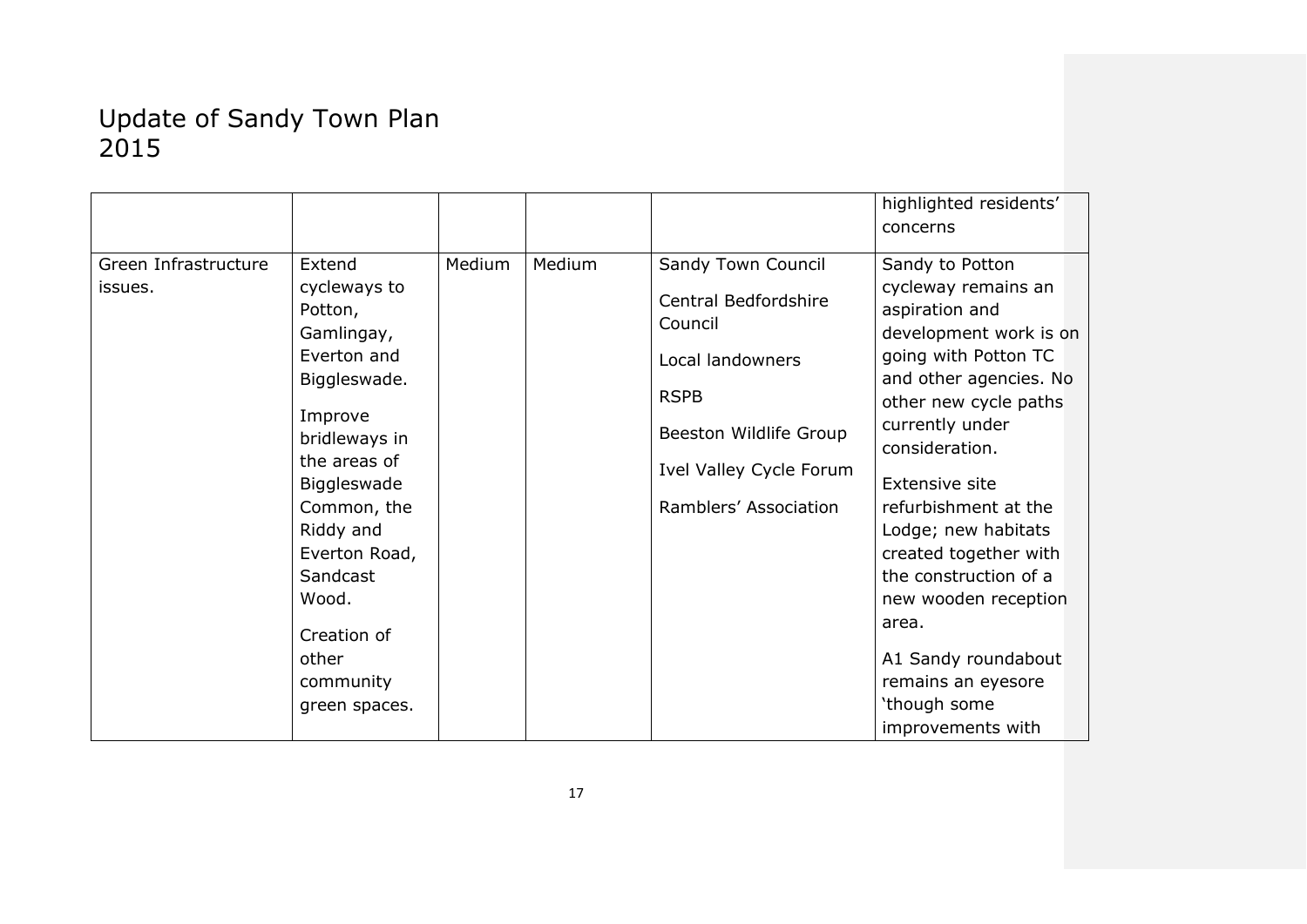# Update of Sandy Town Plan 2015

| | | | | | |
|---|---|---|---|---|---|
| | | | | | highlighted residents' concerns |
| Green Infrastructure issues. | Extend cycleways to Potton, Gamlingay, Everton and Biggleswade.<br><br>Improve bridleways in the areas of Biggleswade Common, the Riddy and Everton Road, Sandcast Wood.<br><br>Creation of other community green spaces. | Medium | Medium | Sandy Town Council<br><br>Central Bedfordshire Council<br><br>Local landowners<br><br>RSPB<br><br>Beeston Wildlife Group<br><br>Ivel Valley Cycle Forum<br><br>Ramblers' Association | Sandy to Potton cycleway remains an aspiration and development work is on going with Potton TC and other agencies. No other new cycle paths currently under consideration.<br><br>Extensive site refurbishment at the Lodge; new habitats created together with the construction of a new wooden reception area.<br><br>A1 Sandy roundabout remains an eyesore 'though some improvements with |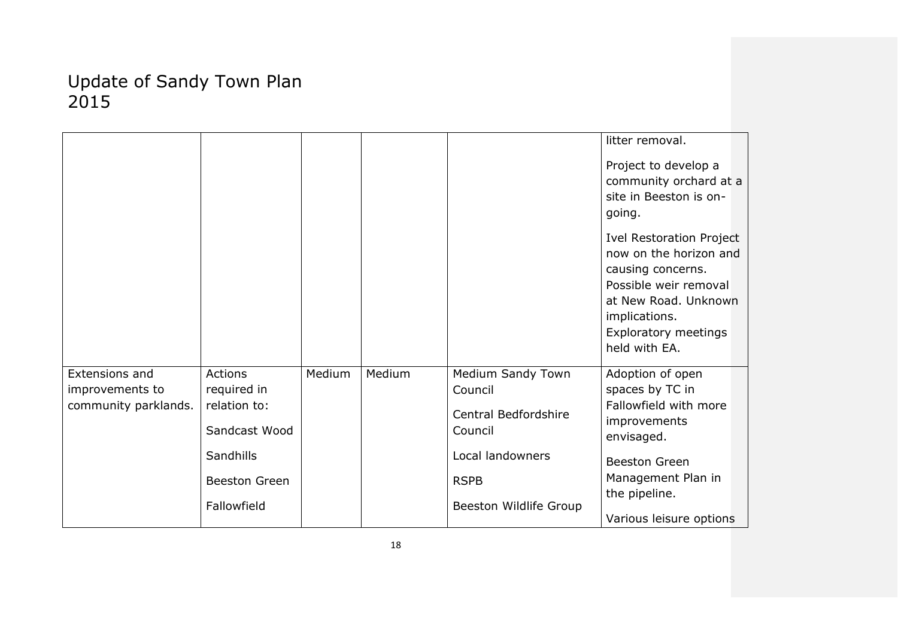# Update of Sandy Town Plan 2015

| | | | | | |
|---|---|---|---|---|---|
| | | | | | litter removal.<br><br>Project to develop a community orchard at a site in Beeston is on-going.<br><br>Ivel Restoration Project now on the horizon and causing concerns. Possible weir removal at New Road. Unknown implications. Exploratory meetings held with EA. |
| Extensions and improvements to community parklands. | Actions required in relation to:<br><br>Sandcast Wood<br><br>Sandhills<br><br>Beeston Green<br><br>Fallowfield | Medium | Medium | Medium Sandy Town Council<br><br>Central Bedfordshire Council<br><br>Local landowners<br><br>RSPB<br><br>Beeston Wildlife Group | Adoption of open spaces by TC in Fallowfield with more improvements envisaged.<br><br>Beeston Green Management Plan in the pipeline.<br><br>Various leisure options |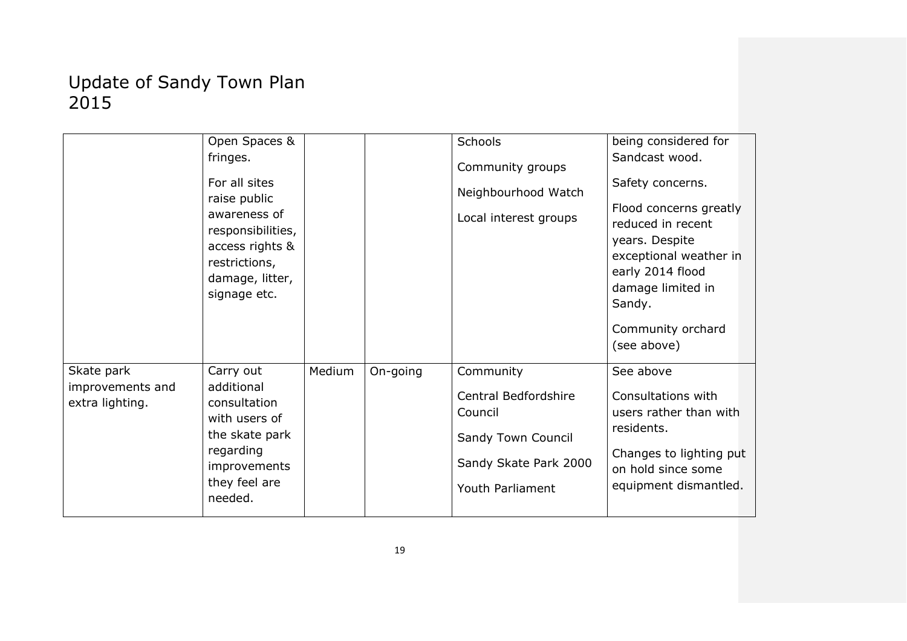# Update of Sandy Town Plan 2015

| | | | | | |
|---|---|---|---|---|---|
| | Open Spaces & fringes.<br><br>For all sites raise public awareness of responsibilities, access rights & restrictions, damage, litter, signage etc. | | | Schools<br><br>Community groups<br><br>Neighbourhood Watch<br><br>Local interest groups | being considered for Sandcast wood.<br><br>Safety concerns.<br><br>Flood concerns greatly reduced in recent years. Despite exceptional weather in early 2014 flood damage limited in Sandy.<br><br>Community orchard (see above) |
| Skate park improvements and extra lighting. | Carry out additional consultation with users of the skate park regarding improvements they feel are needed. | Medium | On-going | Community<br><br>Central Bedfordshire Council<br><br>Sandy Town Council<br><br>Sandy Skate Park 2000<br><br>Youth Parliament | See above<br><br>Consultations with users rather than with residents.<br><br>Changes to lighting put on hold since some equipment dismantled. |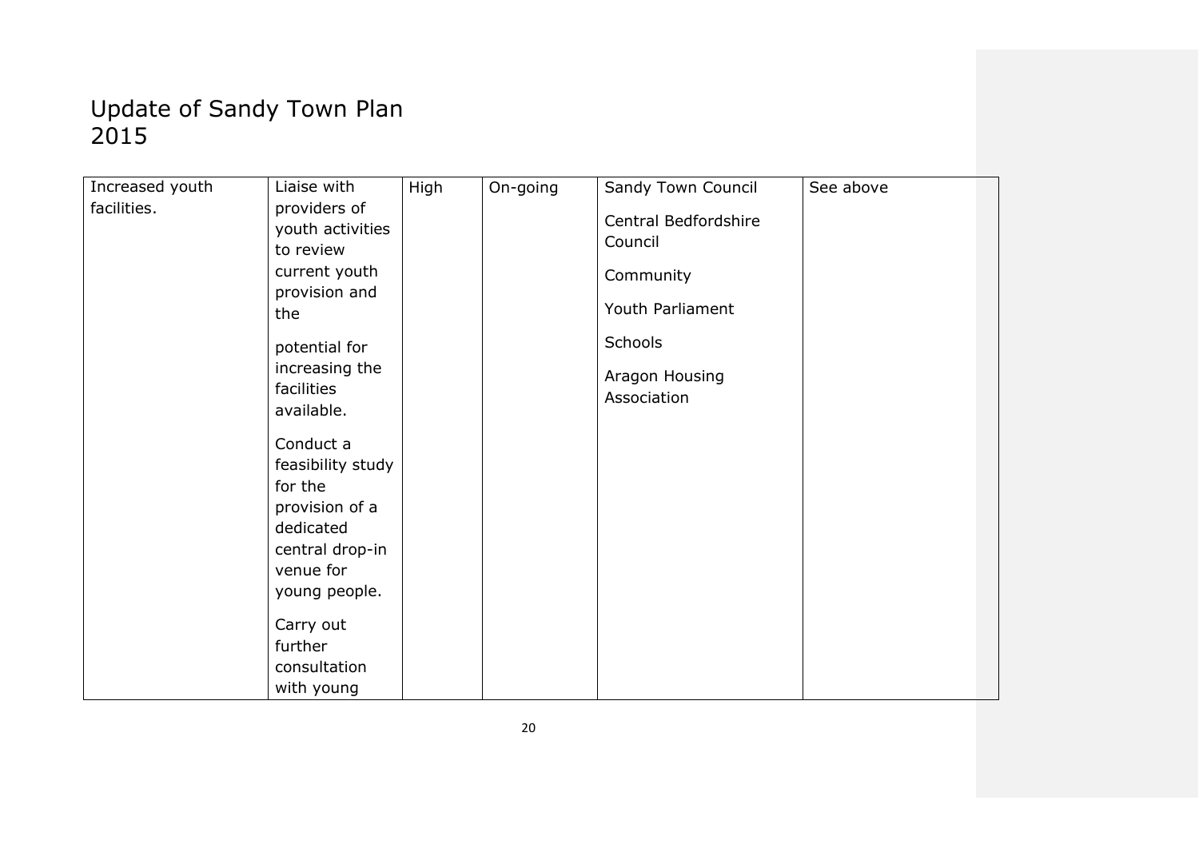# Update of Sandy Town Plan 2015

| | | | | | |
|---|---|---|---|---|---|
| Increased youth facilities. | Liaise with providers of youth activities to review current youth provision and the potential for increasing the facilities available.<br><br>Conduct a feasibility study for the provision of a dedicated central drop-in venue for young people.<br><br>Carry out further consultation with young | High | On-going | Sandy Town Council<br><br>Central Bedfordshire Council<br><br>Community<br><br>Youth Parliament<br><br>Schools<br><br>Aragon Housing Association | See above |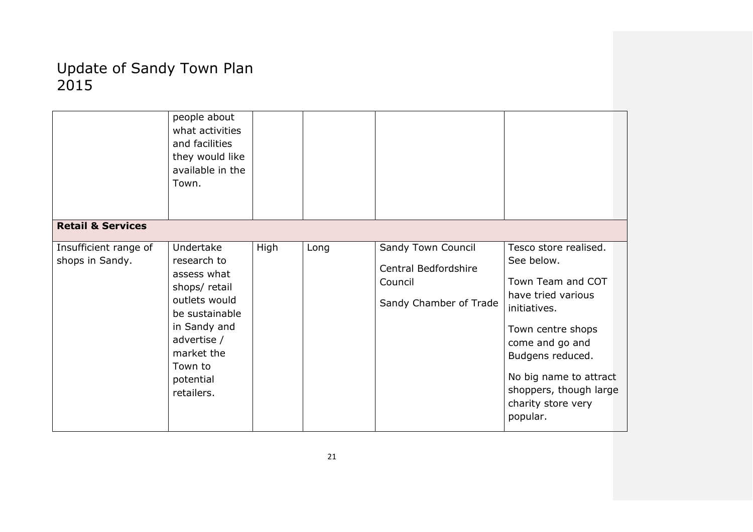| | | | | | |
|---|---|---|---|---|---|
| | people about what activities and facilities they would like available in the Town. | | | | |
| **Retail & Services** | | | | | |
| Insufficient range of shops in Sandy. | Undertake research to assess what shops/ retail outlets would be sustainable in Sandy and advertise / market the Town to potential retailers. | High | Long | Sandy Town Council<br>Central Bedfordshire Council<br>Sandy Chamber of Trade | Tesco store realised. See below.<br>Town Team and COT have tried various initiatives.<br>Town centre shops come and go and Budgens reduced.<br>No big name to attract shoppers, though large charity store very popular. |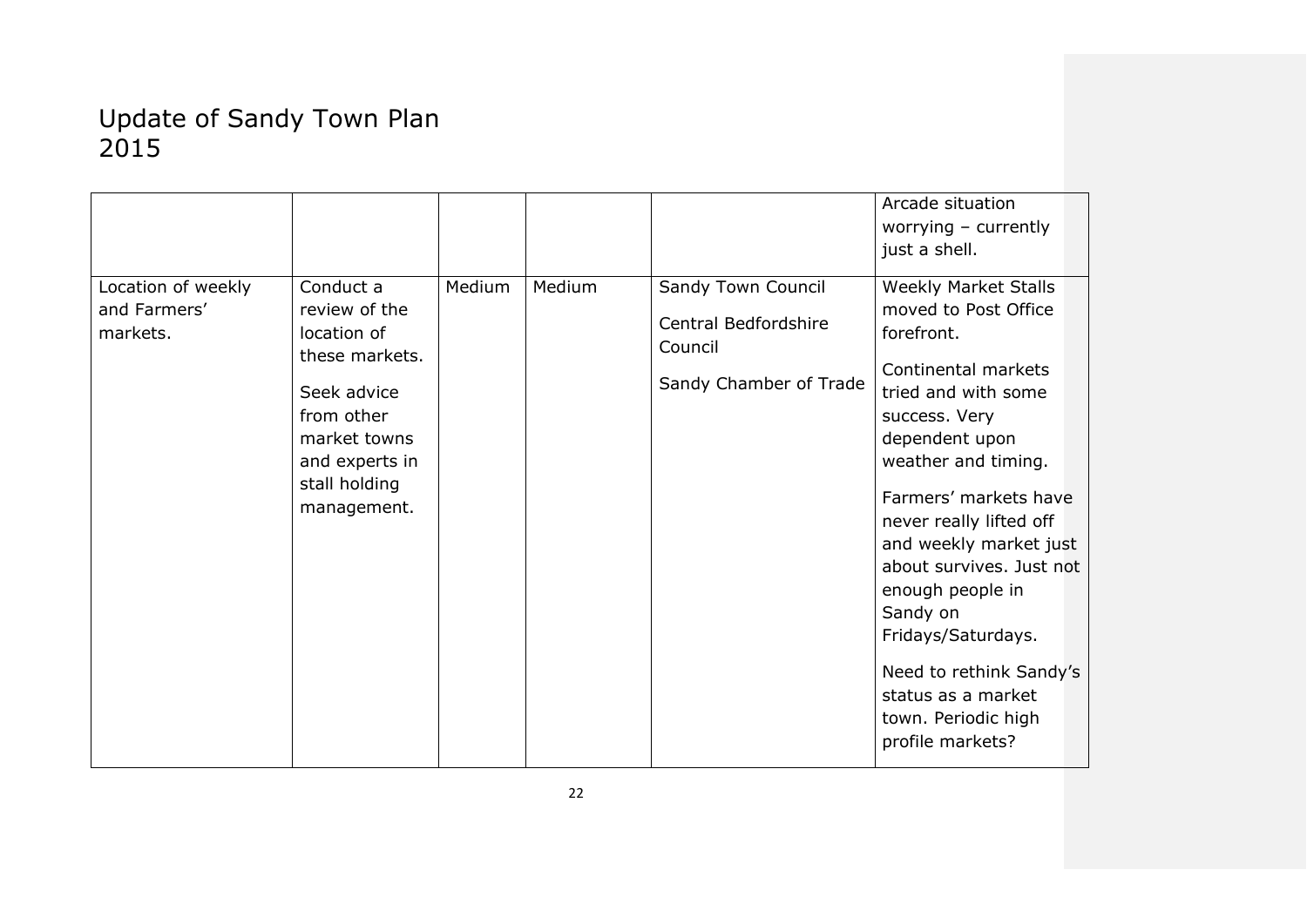# Update of Sandy Town Plan 2015

| | | | | | |
|---|---|---|---|---|---|
| | | | | | Arcade situation worrying – currently just a shell. |
| Location of weekly and Farmers' markets. | Conduct a review of the location of these markets.<br><br>Seek advice from other market towns and experts in stall holding management. | Medium | Medium | Sandy Town Council<br><br>Central Bedfordshire Council<br><br>Sandy Chamber of Trade | Weekly Market Stalls moved to Post Office forefront.<br><br>Continental markets tried and with some success. Very dependent upon weather and timing.<br><br>Farmers' markets have never really lifted off and weekly market just about survives. Just not enough people in Sandy on Fridays/Saturdays.<br><br>Need to rethink Sandy's status as a market town. Periodic high profile markets? |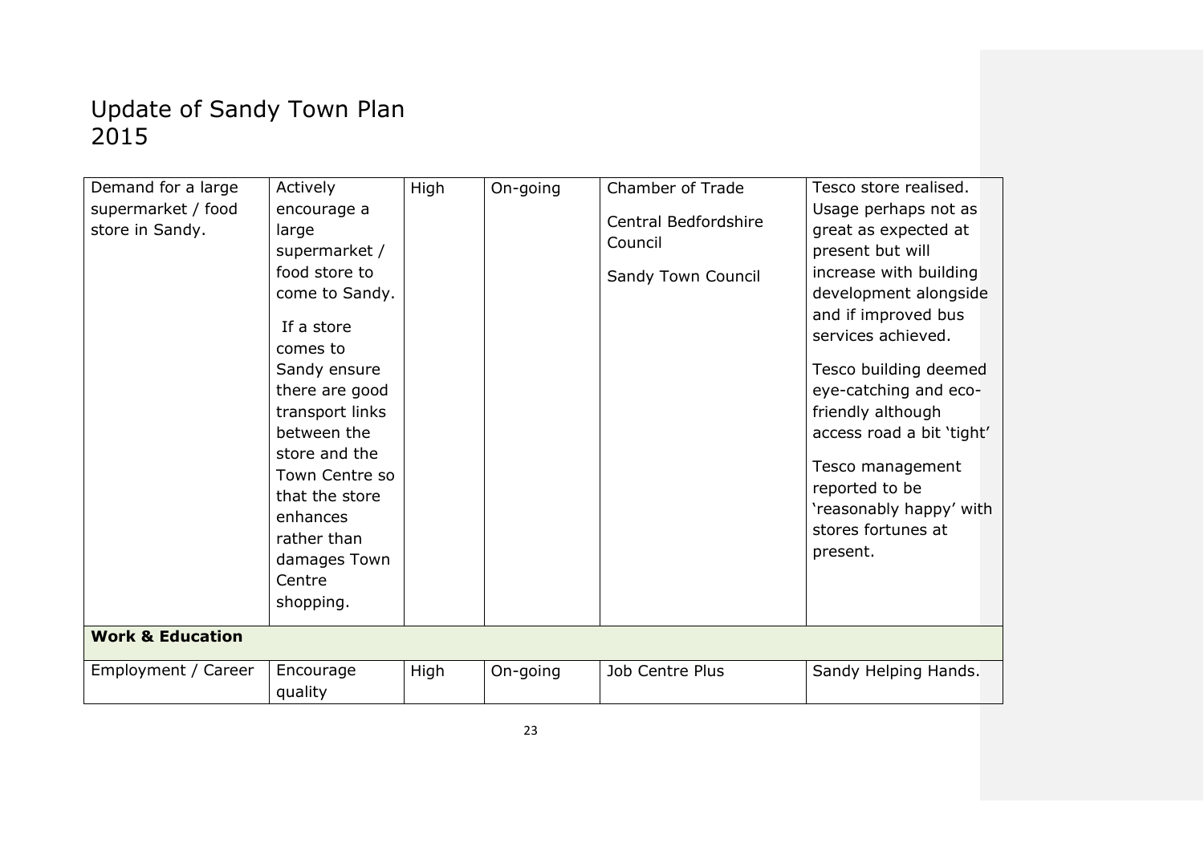# Update of Sandy Town Plan 2015

| | | | | | |
|---|---|---|---|---|---|
| Demand for a large supermarket / food store in Sandy. | Actively encourage a large supermarket / food store to come to Sandy.<br><br>If a store comes to Sandy ensure there are good transport links between the store and the Town Centre so that the store enhances rather than damages Town Centre shopping. | High | On-going | Chamber of Trade<br><br>Central Bedfordshire Council<br><br>Sandy Town Council | Tesco store realised. Usage perhaps not as great as expected at present but will increase with building development alongside and if improved bus services achieved.<br><br>Tesco building deemed eye-catching and eco-friendly although access road a bit 'tight'<br><br>Tesco management reported to be 'reasonably happy' with stores fortunes at present. |
| **Work & Education** | | | | | |
| Employment / Career | Encourage quality | High | On-going | Job Centre Plus | Sandy Helping Hands. |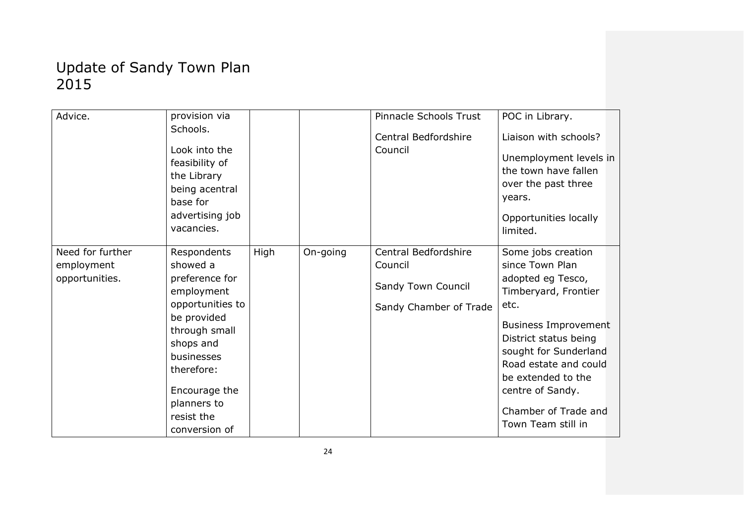# Update of Sandy Town Plan 2015

| | | | | | |
|---|---|---|---|---|---|
| Advice. | provision via Schools.<br><br>Look into the feasibility of the Library being acentral base for advertising job vacancies. | | | Pinnacle Schools Trust<br><br>Central Bedfordshire Council | POC in Library.<br><br>Liaison with schools?<br><br>Unemployment levels in the town have fallen over the past three years.<br><br>Opportunities locally limited. |
| Need for further employment opportunities. | Respondents showed a preference for employment opportunities to be provided through small shops and businesses therefore:<br><br>Encourage the planners to resist the conversion of | High | On-going | Central Bedfordshire Council<br><br>Sandy Town Council<br><br>Sandy Chamber of Trade | Some jobs creation since Town Plan adopted eg Tesco, Timberyard, Frontier etc.<br><br>Business Improvement District status being sought for Sunderland Road estate and could be extended to the centre of Sandy.<br><br>Chamber of Trade and Town Team still in |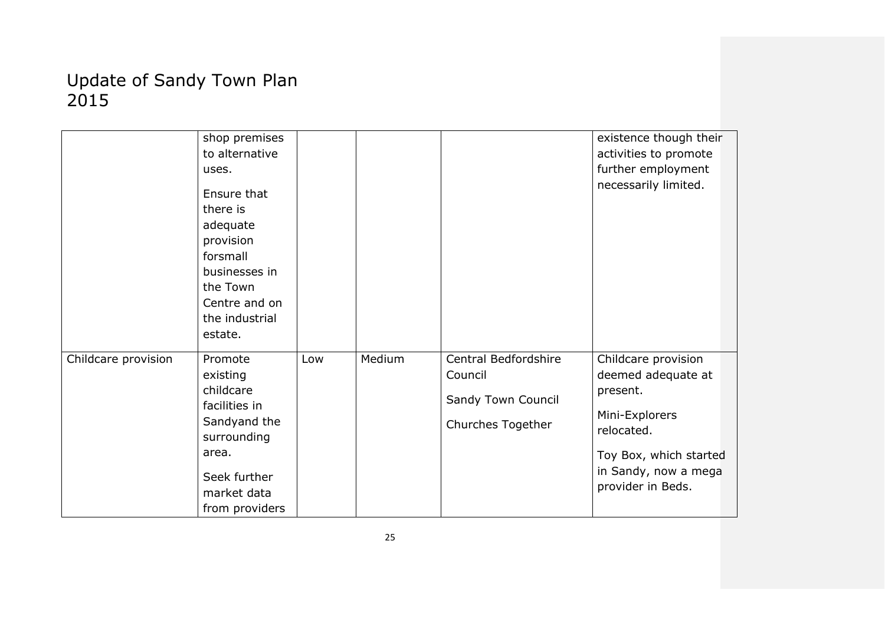| | | | | | |
|---|---|---|---|---|---|
| | shop premises to alternative uses.<br><br>Ensure that there is adequate provision forsmall businesses in the Town Centre and on the industrial estate. | | | | existence though their activities to promote further employment necessarily limited. |
| Childcare provision | Promote existing childcare facilities in Sandyand the surrounding area.<br><br>Seek further market data from providers | Low | Medium | Central Bedfordshire Council<br><br>Sandy Town Council<br><br>Churches Together | Childcare provision deemed adequate at present.<br><br>Mini-Explorers relocated.<br><br>Toy Box, which started in Sandy, now a mega provider in Beds. |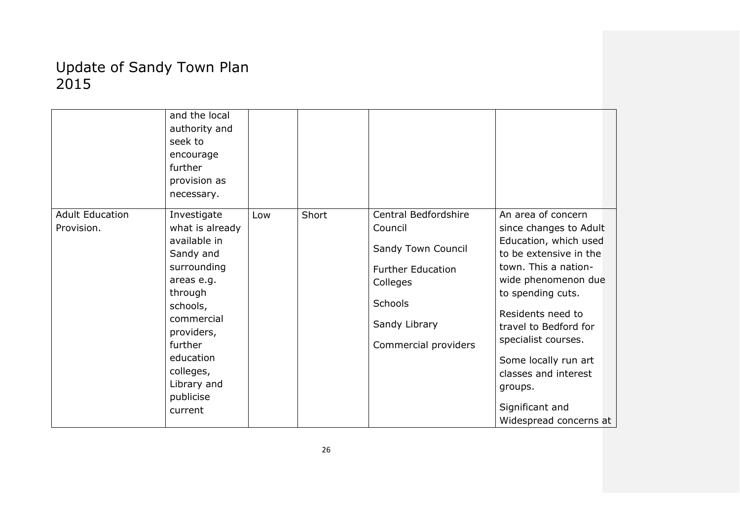# Update of Sandy Town Plan 2015

| | | | | | |
|---|---|---|---|---|---|
| | and the local authority and seek to encourage further provision as necessary. | | | | |
| Adult Education Provision. | Investigate what is already available in Sandy and surrounding areas e.g. through schools, commercial providers, further education colleges, Library and publicise current | Low | Short | Central Bedfordshire Council<br><br>Sandy Town Council<br><br>Further Education Colleges<br><br>Schools<br><br>Sandy Library<br><br>Commercial providers | An area of concern since changes to Adult Education, which used to be extensive in the town. This a nation-wide phenomenon due to spending cuts.<br><br>Residents need to travel to Bedford for specialist courses.<br><br>Some locally run art classes and interest groups.<br><br>Significant and Widespread concerns at |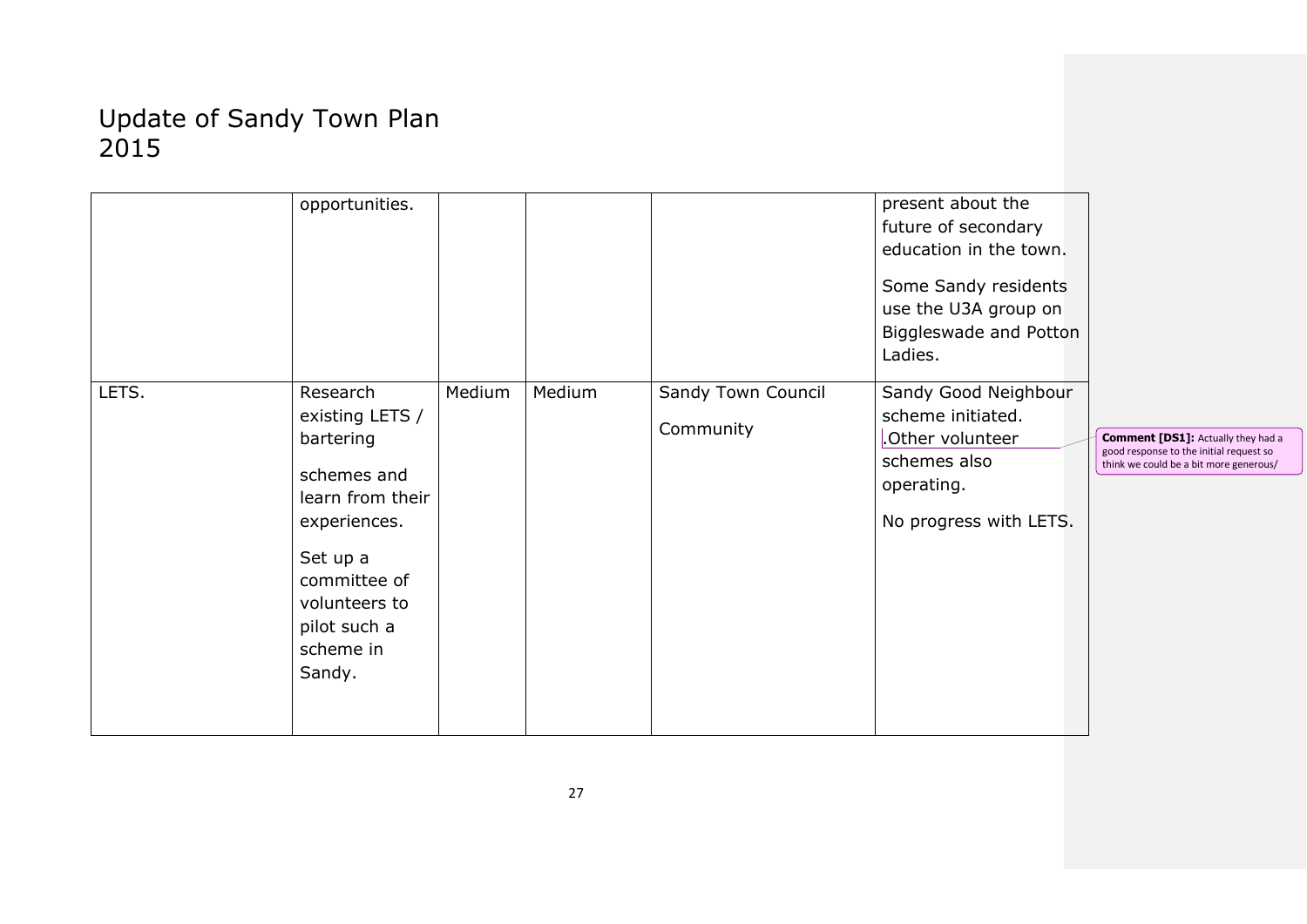# Update of Sandy Town Plan 2015

| | | | | | |
|---|---|---|---|---|---|
| | opportunities. | | | | present about the future of secondary education in the town.<br><br>Some Sandy residents use the U3A group on Biggleswade and Potton Ladies. |
| LETS. | Research existing LETS / bartering<br><br>schemes and learn from their experiences.<br><br>Set up a committee of volunteers to pilot such a scheme in Sandy. | Medium | Medium | Sandy Town Council<br><br>Community | Sandy Good Neighbour scheme initiated. .Other volunteer schemes also operating.<br><br>No progress with LETS. |

**Comment [DS1]:** Actually they had a good response to the initial request so think we could be a bit more generous/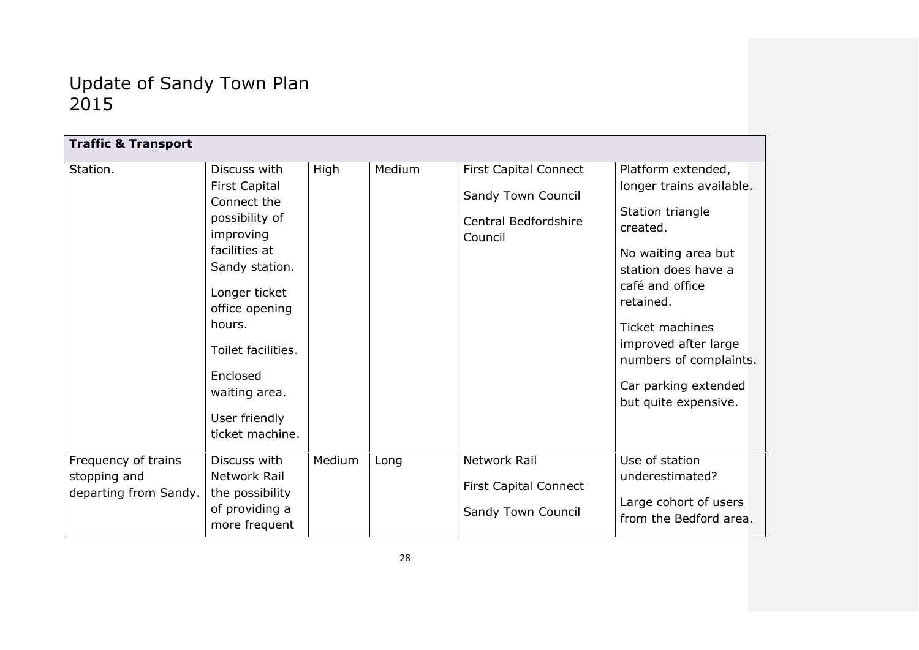# Update of Sandy Town Plan 2015

| **Traffic & Transport** | | | | | |
|---|---|---|---|---|---|
| Station. | Discuss with First Capital Connect the possibility of improving facilities at Sandy station.<br><br>Longer ticket office opening hours.<br><br>Toilet facilities.<br><br>Enclosed waiting area.<br><br>User friendly ticket machine. | High | Medium | First Capital Connect<br><br>Sandy Town Council<br><br>Central Bedfordshire Council | Platform extended, longer trains available.<br><br>Station triangle created.<br><br>No waiting area but station does have a café and office retained.<br><br>Ticket machines improved after large numbers of complaints.<br><br>Car parking extended but quite expensive. |
| Frequency of trains stopping and departing from Sandy. | Discuss with Network Rail the possibility of providing a more frequent | Medium | Long | Network Rail<br><br>First Capital Connect<br><br>Sandy Town Council | Use of station underestimated?<br><br>Large cohort of users from the Bedford area. |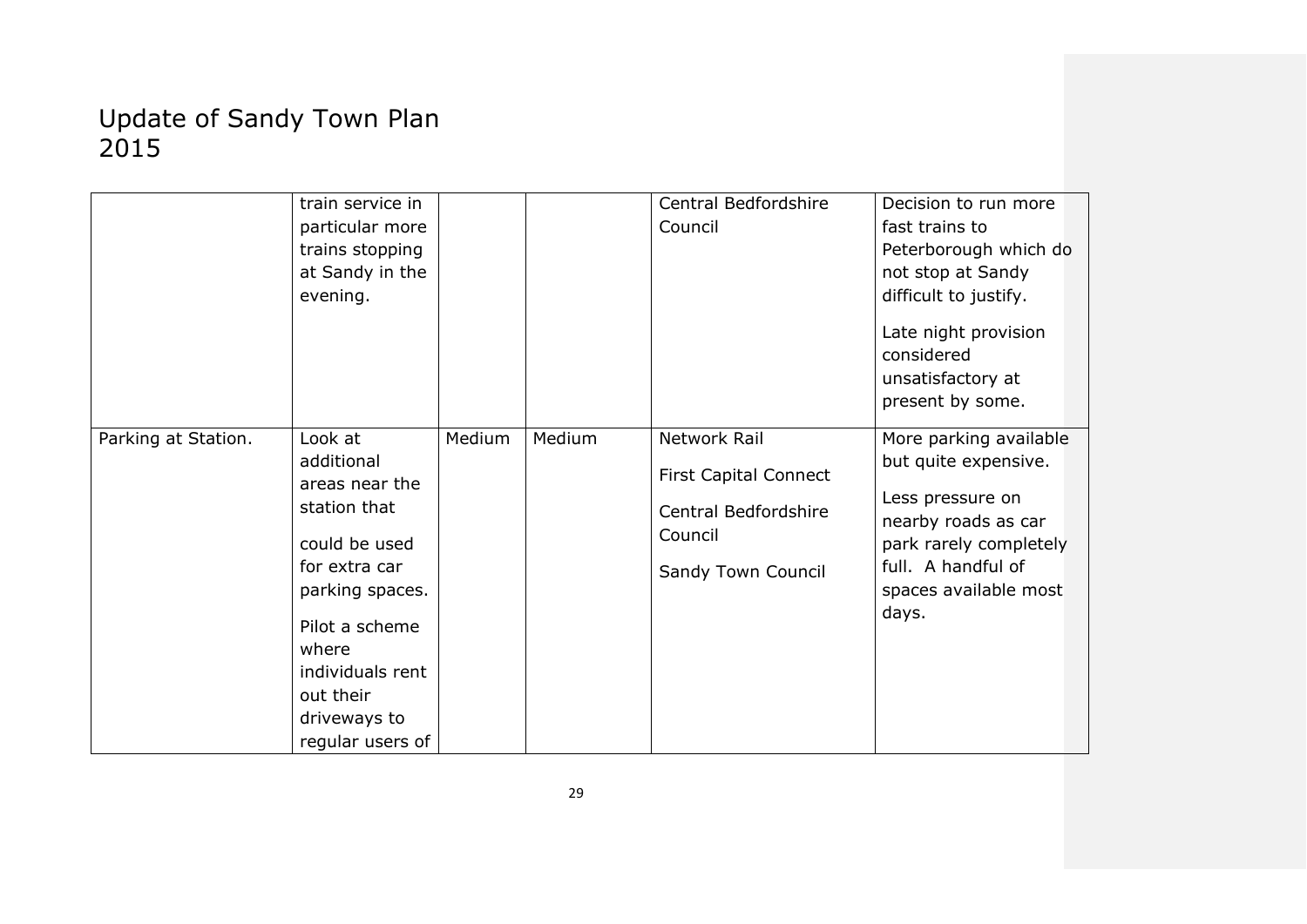# Update of Sandy Town Plan 2015

| | | | | | |
|---|---|---|---|---|---|
| | train service in particular more trains stopping at Sandy in the evening. | | | Central Bedfordshire Council | Decision to run more fast trains to Peterborough which do not stop at Sandy difficult to justify.<br><br>Late night provision considered unsatisfactory at present by some. |
| Parking at Station. | Look at additional areas near the station that could be used for extra car parking spaces.<br><br>Pilot a scheme where individuals rent out their driveways to regular users of | Medium | Medium | Network Rail<br><br>First Capital Connect<br><br>Central Bedfordshire Council<br><br>Sandy Town Council | More parking available but quite expensive.<br><br>Less pressure on nearby roads as car park rarely completely full. A handful of spaces available most days. |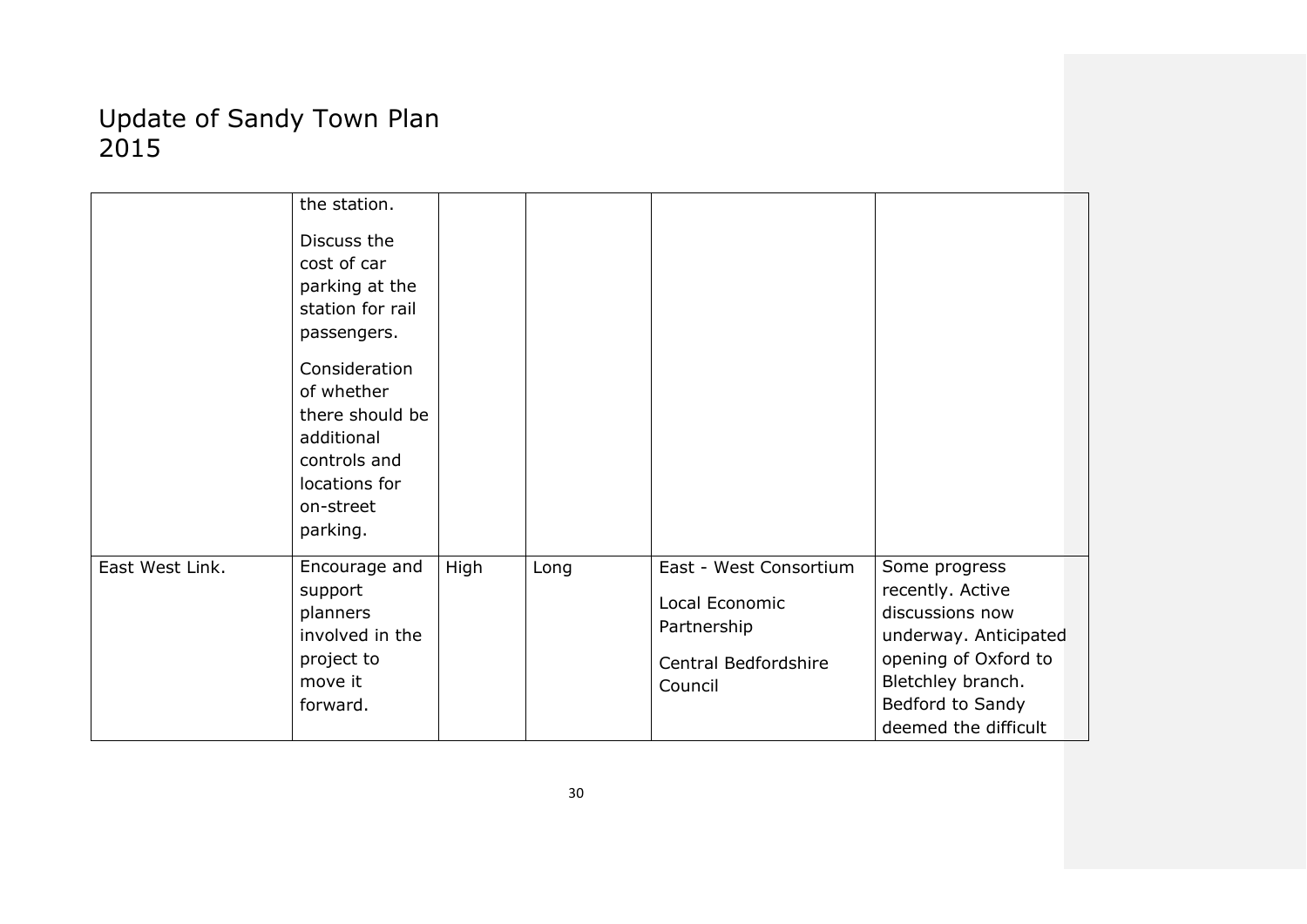# Update of Sandy Town Plan 2015

| | | | | | |
|---|---|---|---|---|---|
| | the station. Discuss the cost of car parking at the station for rail passengers. Consideration of whether there should be additional controls and locations for on-street parking. | | | | |
| East West Link. | Encourage and support planners involved in the project to move it forward. | High | Long | East - West Consortium<br>Local Economic Partnership<br>Central Bedfordshire Council | Some progress recently. Active discussions now underway. Anticipated opening of Oxford to Bletchley branch. Bedford to Sandy deemed the difficult |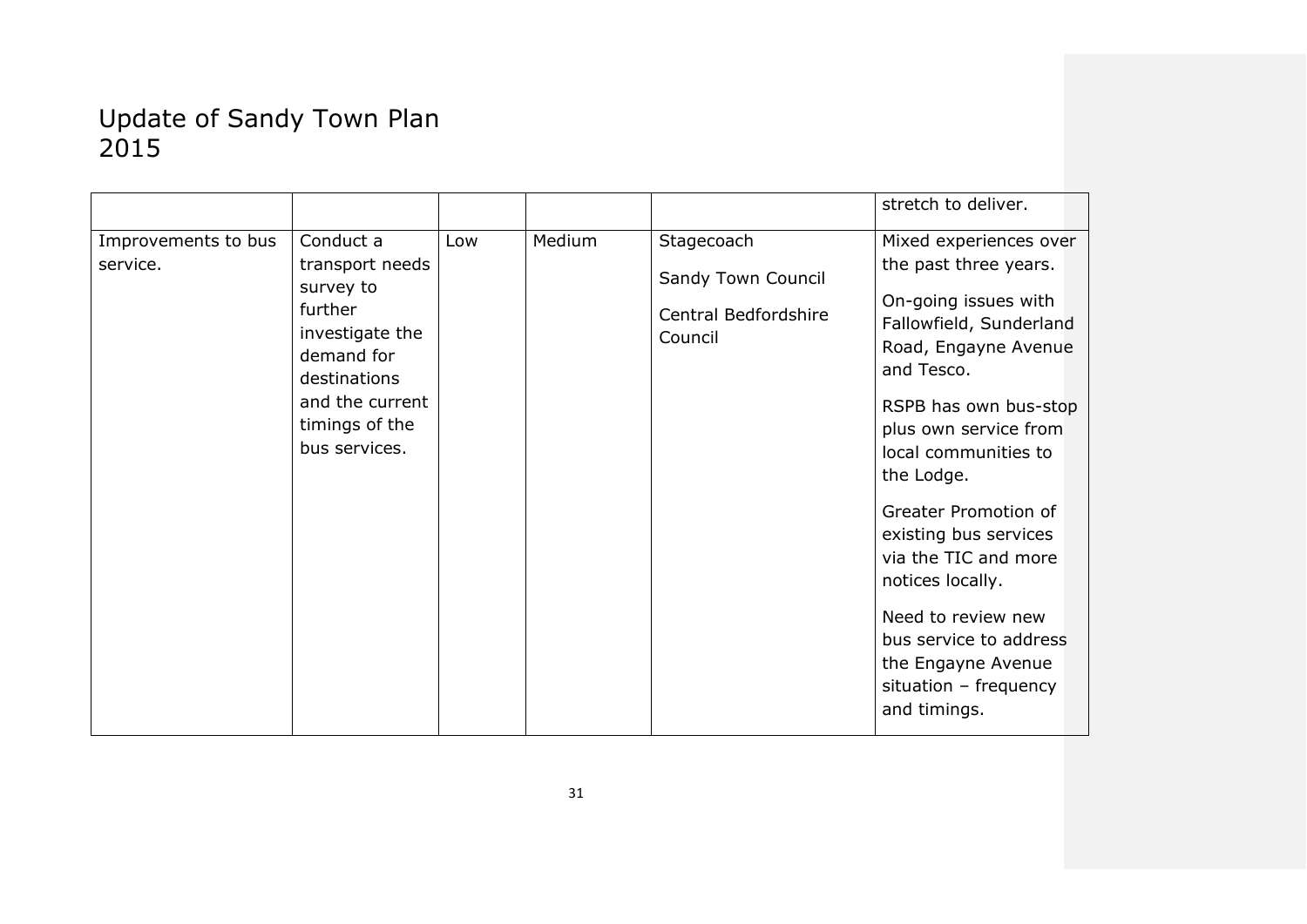# Update of Sandy Town Plan 2015

| | | | | | |
|---|---|---|---|---|---|
| | | | | | stretch to deliver. |
| Improvements to bus service. | Conduct a transport needs survey to further investigate the demand for destinations and the current timings of the bus services. | Low | Medium | Stagecoach<br><br>Sandy Town Council<br><br>Central Bedfordshire Council | Mixed experiences over the past three years.<br><br>On-going issues with Fallowfield, Sunderland Road, Engayne Avenue and Tesco.<br><br>RSPB has own bus-stop plus own service from local communities to the Lodge.<br><br>Greater Promotion of existing bus services via the TIC and more notices locally.<br><br>Need to review new bus service to address the Engayne Avenue situation – frequency and timings. |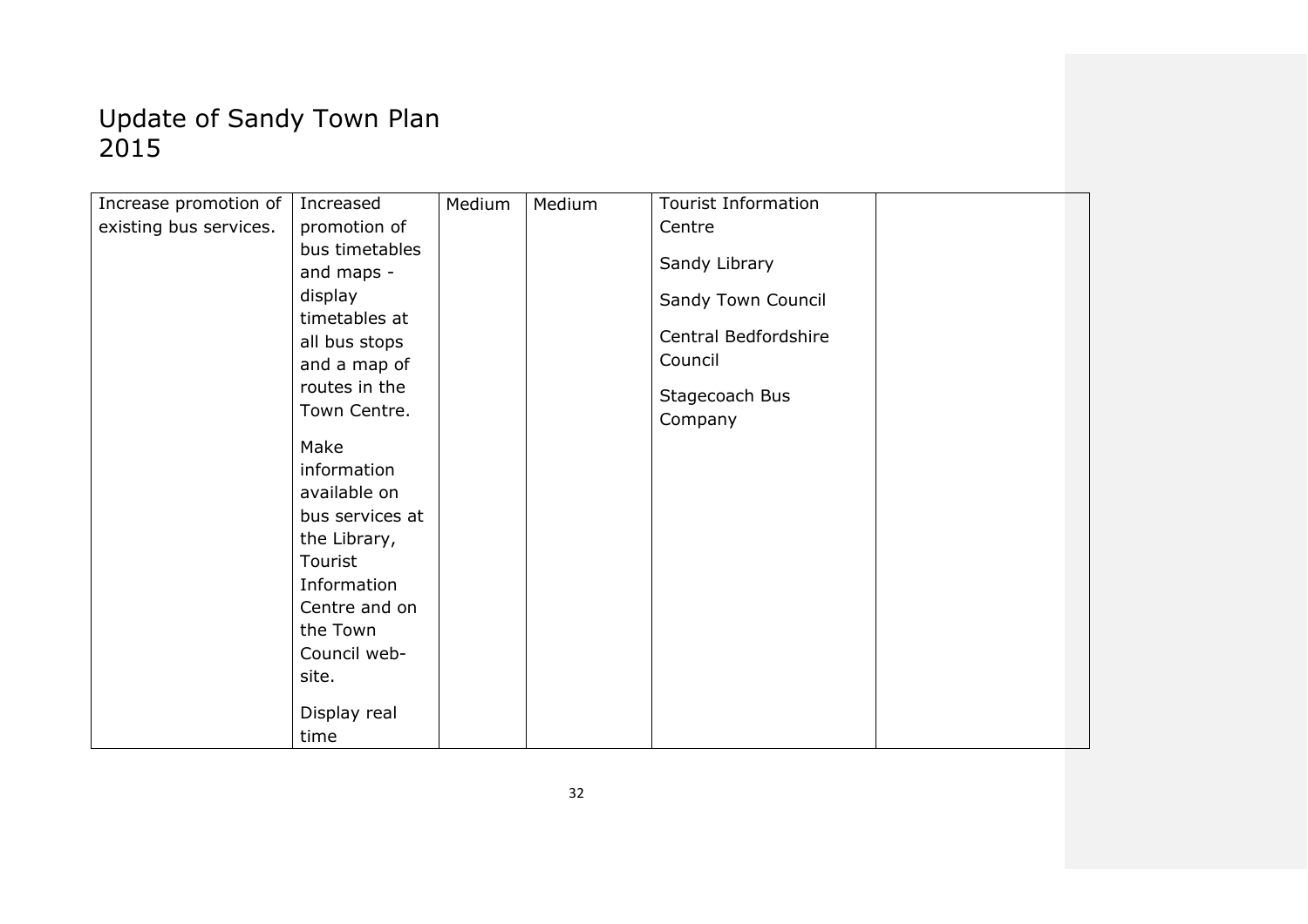# Update of Sandy Town Plan 2015

| | | | | | |
|---|---|---|---|---|---|
| Increase promotion of existing bus services. | Increased promotion of bus timetables and maps - display timetables at all bus stops and a map of routes in the Town Centre.<br><br>Make information available on bus services at the Library, Tourist Information Centre and on the Town Council web-site.<br><br>Display real time | Medium | Medium | Tourist Information Centre<br><br>Sandy Library<br><br>Sandy Town Council<br><br>Central Bedfordshire Council<br><br>Stagecoach Bus Company | |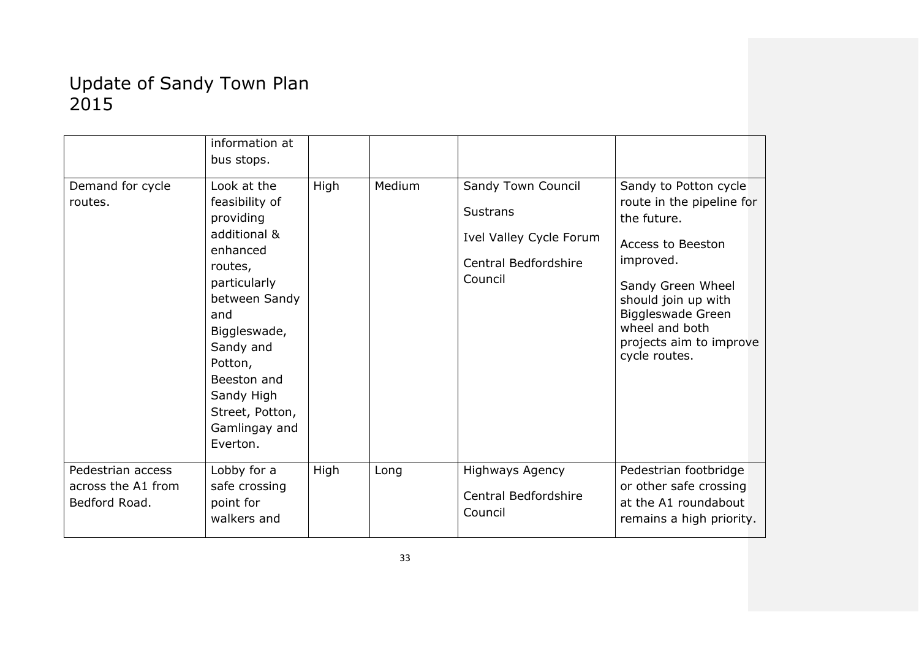# Update of Sandy Town Plan 2015

| | | | | | |
|---|---|---|---|---|---|
| | information at bus stops. | | | | |
| Demand for cycle routes. | Look at the feasibility of providing additional & enhanced routes, particularly between Sandy and Biggleswade, Sandy and Potton, Beeston and Sandy High Street, Potton, Gamlingay and Everton. | High | Medium | Sandy Town Council<br>Sustrans<br>Ivel Valley Cycle Forum<br>Central Bedfordshire Council | Sandy to Potton cycle route in the pipeline for the future.<br>Access to Beeston improved.<br>Sandy Green Wheel should join up with Biggleswade Green wheel and both projects aim to improve cycle routes. |
| Pedestrian access across the A1 from Bedford Road. | Lobby for a safe crossing point for walkers and | High | Long | Highways Agency<br>Central Bedfordshire Council | Pedestrian footbridge or other safe crossing at the A1 roundabout remains a high priority. |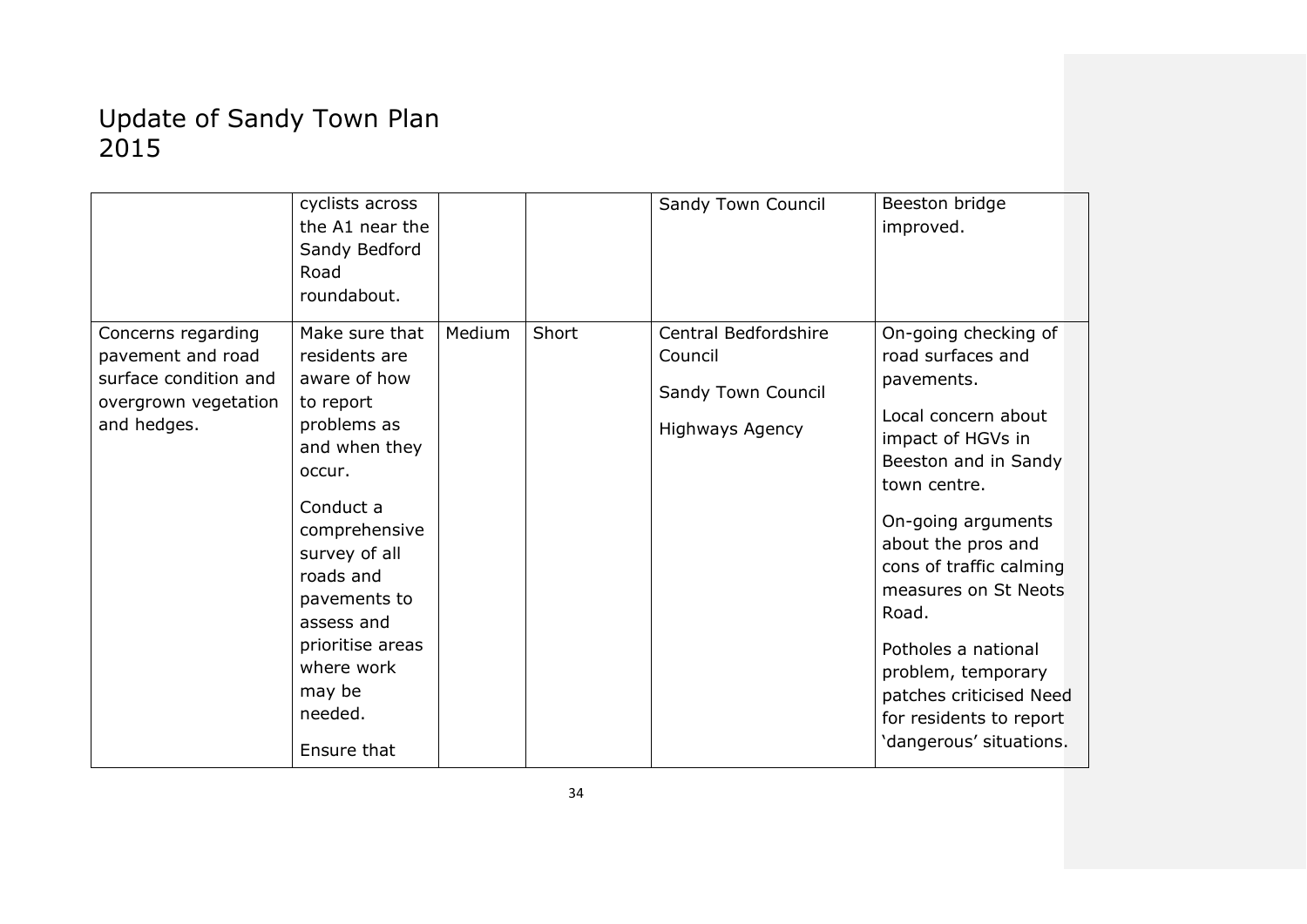# Update of Sandy Town Plan 2015

| | | | | | |
|---|---|---|---|---|---|
| | cyclists across the A1 near the Sandy Bedford Road roundabout. | | | Sandy Town Council | Beeston bridge improved. |
| Concerns regarding pavement and road surface condition and overgrown vegetation and hedges. | Make sure that residents are aware of how to report problems as and when they occur.<br><br>Conduct a comprehensive survey of all roads and pavements to assess and prioritise areas where work may be needed.<br><br>Ensure that | Medium | Short | Central Bedfordshire Council<br><br>Sandy Town Council<br><br>Highways Agency | On-going checking of road surfaces and pavements.<br><br>Local concern about impact of HGVs in Beeston and in Sandy town centre.<br><br>On-going arguments about the pros and cons of traffic calming measures on St Neots Road.<br><br>Potholes a national problem, temporary patches criticised Need for residents to report 'dangerous' situations. |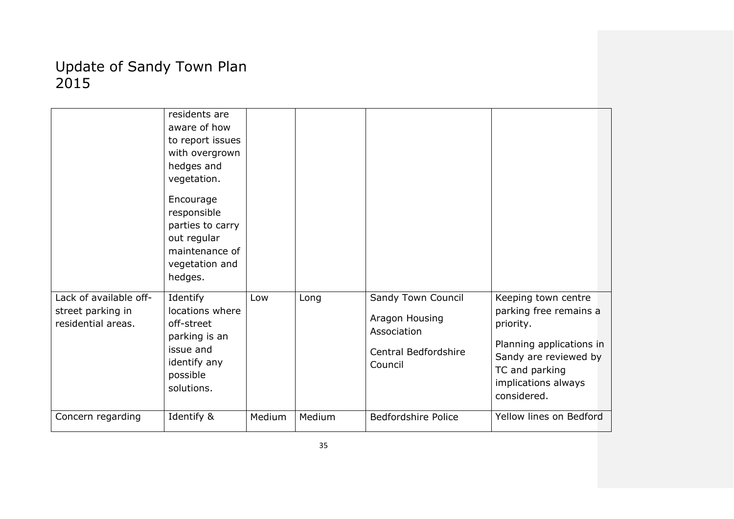# Update of Sandy Town Plan 2015

| | | | | | |
|---|---|---|---|---|---|
| | residents are aware of how to report issues with overgrown hedges and vegetation.<br><br>Encourage responsible parties to carry out regular maintenance of vegetation and hedges. | | | | |
| Lack of available off-street parking in residential areas. | Identify locations where off-street parking is an issue and identify any possible solutions. | Low | Long | Sandy Town Council<br><br>Aragon Housing Association<br><br>Central Bedfordshire Council | Keeping town centre parking free remains a priority.<br><br>Planning applications in Sandy are reviewed by TC and parking implications always considered. |
| Concern regarding | Identify & | Medium | Medium | Bedfordshire Police | Yellow lines on Bedford |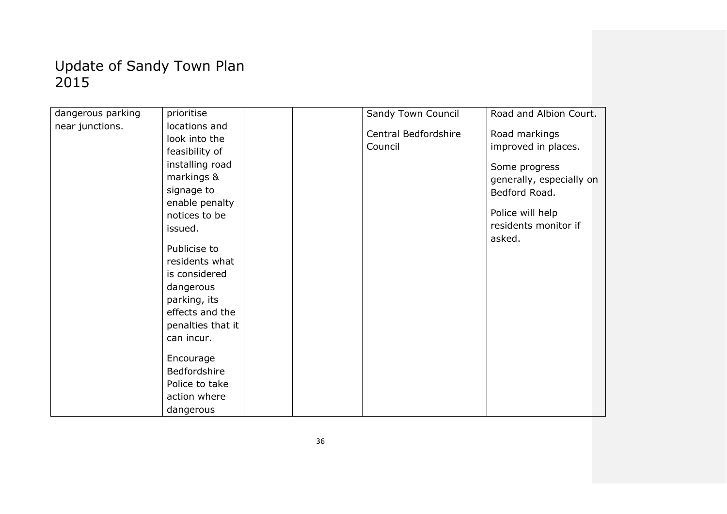# Update of Sandy Town Plan 2015

| | | | | | |
|---|---|---|---|---|---|
| dangerous parking near junctions. | prioritise locations and look into the feasibility of installing road markings & signage to enable penalty notices to be issued.<br><br>Publicise to residents what is considered dangerous parking, its effects and the penalties that it can incur.<br><br>Encourage Bedfordshire Police to take action where dangerous | | | Sandy Town Council<br><br>Central Bedfordshire Council | Road and Albion Court.<br><br>Road markings improved in places.<br><br>Some progress generally, especially on Bedford Road.<br><br>Police will help residents monitor if asked. |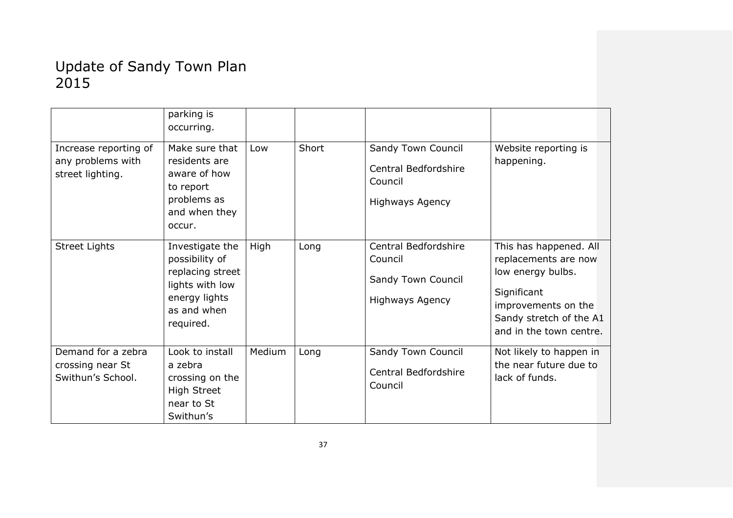# Update of Sandy Town Plan 2015

| | | | | | |
|---|---|---|---|---|---|
| | parking is occurring. | | | | |
| Increase reporting of any problems with street lighting. | Make sure that residents are aware of how to report problems as and when they occur. | Low | Short | Sandy Town Council<br><br>Central Bedfordshire Council<br><br>Highways Agency | Website reporting is happening. |
| Street Lights | Investigate the possibility of replacing street lights with low energy lights as and when required. | High | Long | Central Bedfordshire Council<br><br>Sandy Town Council<br><br>Highways Agency | This has happened. All replacements are now low energy bulbs.<br><br>Significant improvements on the Sandy stretch of the A1 and in the town centre. |
| Demand for a zebra crossing near St Swithun's School. | Look to install a zebra crossing on the High Street near to St Swithun's | Medium | Long | Sandy Town Council<br><br>Central Bedfordshire Council | Not likely to happen in the near future due to lack of funds. |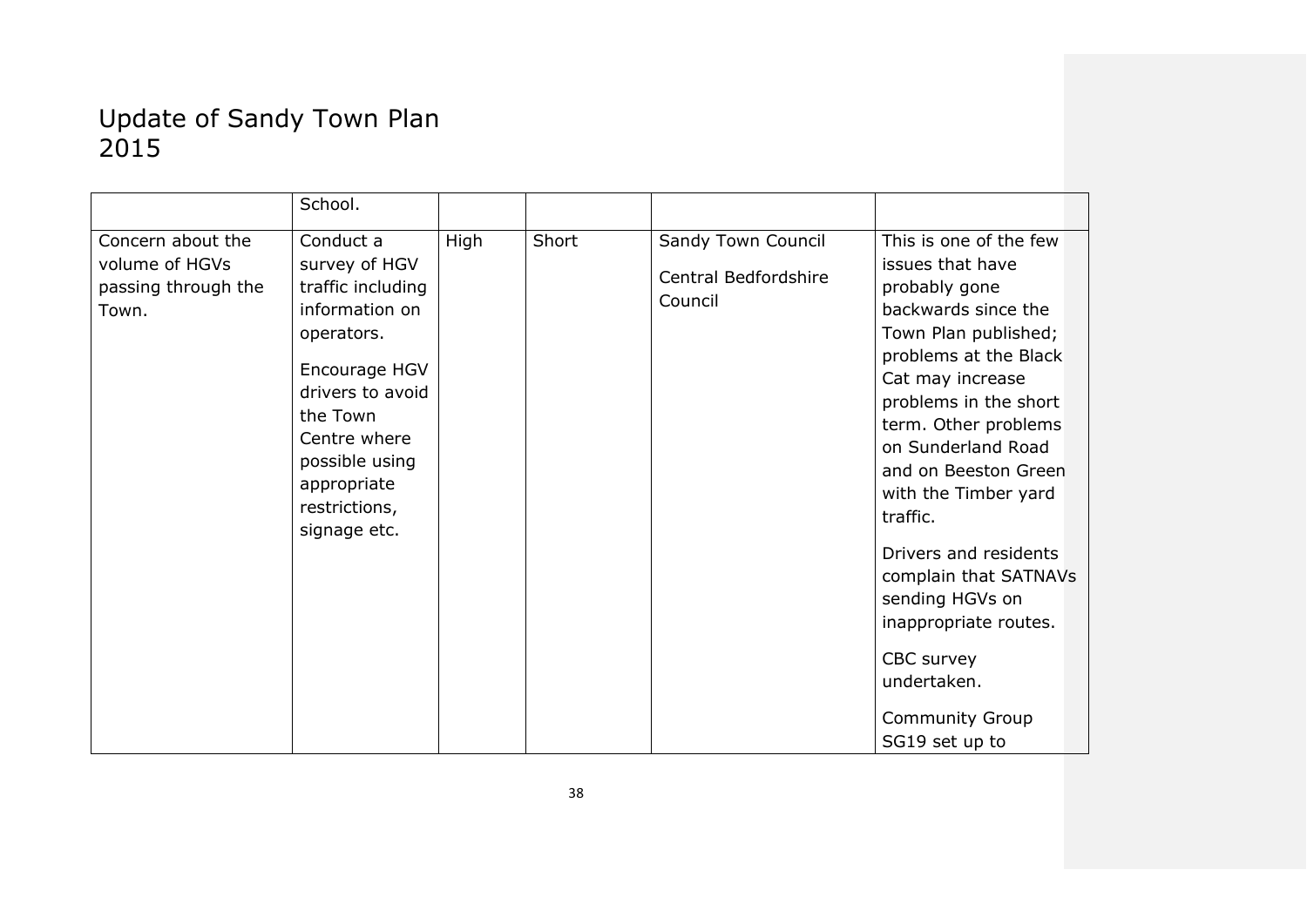# Update of Sandy Town Plan 2015

| | | | | | |
|---|---|---|---|---|---|
| | School. | | | | |
| Concern about the volume of HGVs passing through the Town. | Conduct a survey of HGV traffic including information on operators.<br><br>Encourage HGV drivers to avoid the Town Centre where possible using appropriate restrictions, signage etc. | High | Short | Sandy Town Council<br><br>Central Bedfordshire Council | This is one of the few issues that have probably gone backwards since the Town Plan published; problems at the Black Cat may increase problems in the short term. Other problems on Sunderland Road and on Beeston Green with the Timber yard traffic.<br><br>Drivers and residents complain that SATNAVs sending HGVs on inappropriate routes.<br><br>CBC survey undertaken.<br><br>Community Group SG19 set up to |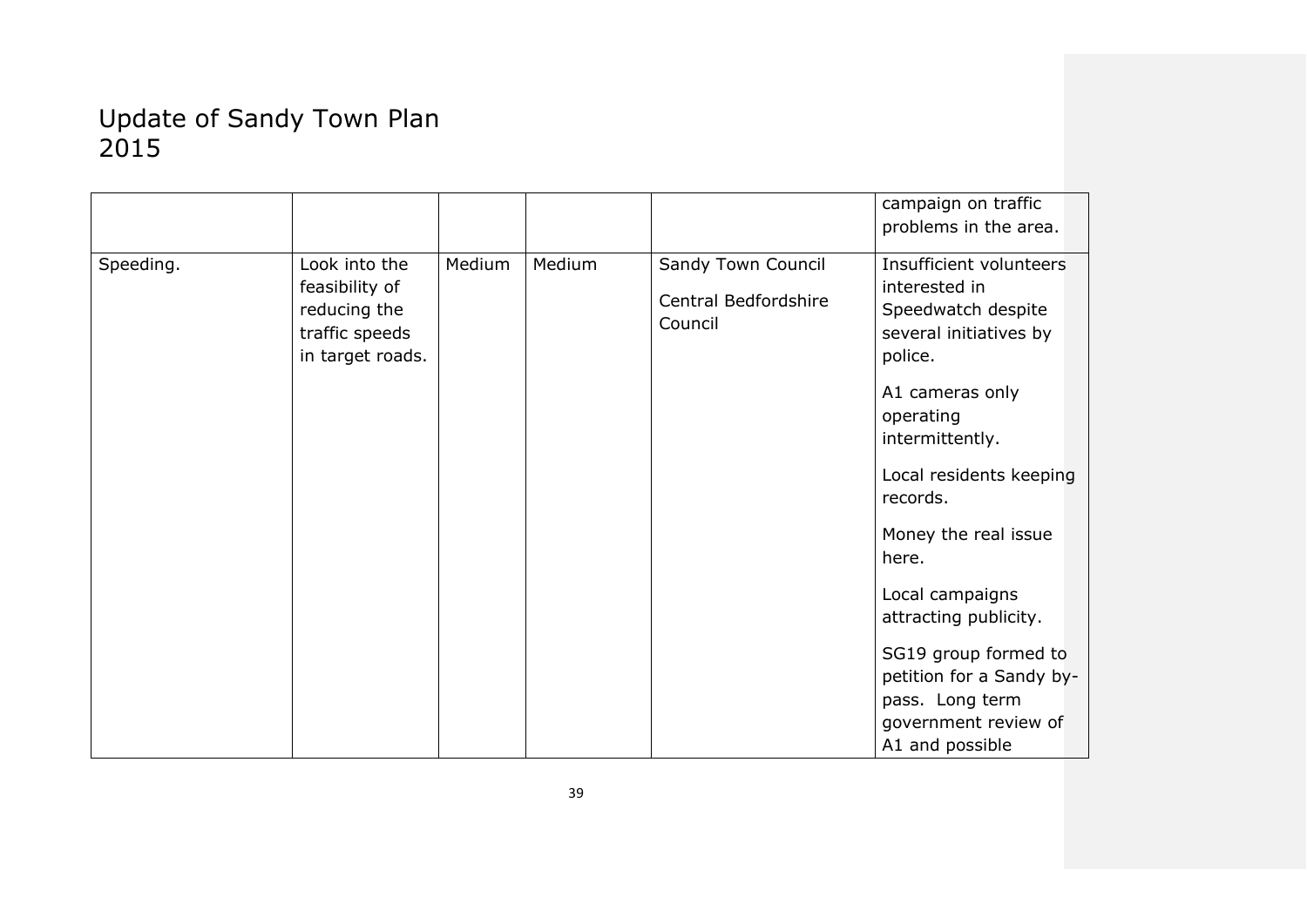# Update of Sandy Town Plan 2015

| | | | | | |
|---|---|---|---|---|---|
| | | | | | campaign on traffic problems in the area. |
| Speeding. | Look into the feasibility of reducing the traffic speeds in target roads. | Medium | Medium | Sandy Town Council<br><br>Central Bedfordshire Council | Insufficient volunteers interested in Speedwatch despite several initiatives by police.<br><br>A1 cameras only operating intermittently.<br><br>Local residents keeping records.<br><br>Money the real issue here.<br><br>Local campaigns attracting publicity.<br><br>SG19 group formed to petition for a Sandy by-pass. Long term government review of A1 and possible |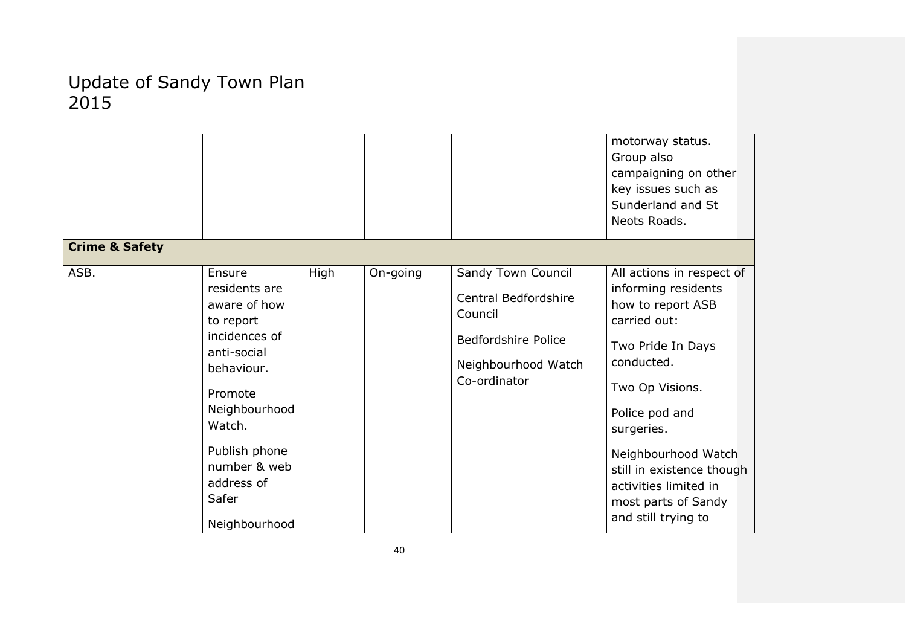# Update of Sandy Town Plan 2015

| | | | | | |
|---|---|---|---|---|---|
| | | | | | motorway status. Group also campaigning on other key issues such as Sunderland and St Neots Roads. |
| **Crime & Safety** | | | | | |
| ASB. | Ensure residents are aware of how to report incidences of anti-social behaviour.<br><br>Promote Neighbourhood Watch.<br><br>Publish phone number & web address of Safer Neighbourhood | High | On-going | Sandy Town Council<br><br>Central Bedfordshire Council<br><br>Bedfordshire Police<br><br>Neighbourhood Watch Co-ordinator | All actions in respect of informing residents how to report ASB carried out:<br><br>Two Pride In Days conducted.<br><br>Two Op Visions.<br><br>Police pod and surgeries.<br><br>Neighbourhood Watch still in existence though activities limited in most parts of Sandy and still trying to |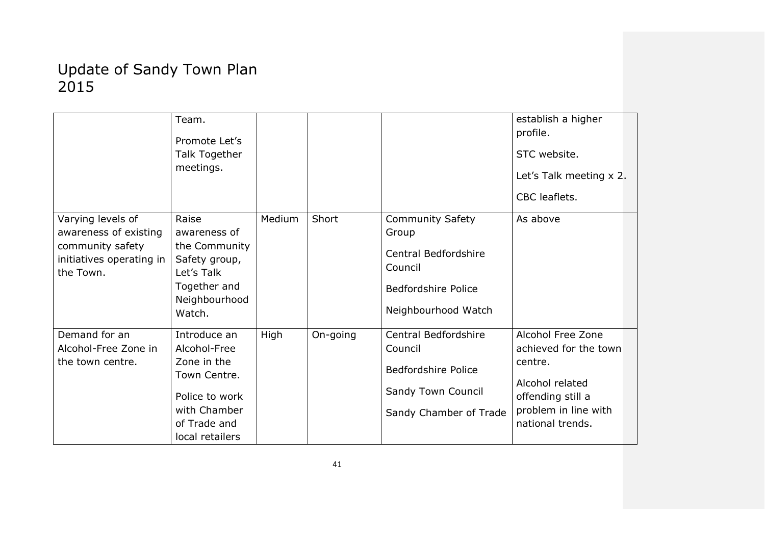# Update of Sandy Town Plan 2015

| | | | | | |
|---|---|---|---|---|---|
| | Team.<br>Promote Let's Talk Together meetings. | | | | establish a higher profile.<br>STC website.<br>Let's Talk meeting x 2.<br>CBC leaflets. |
| Varying levels of awareness of existing community safety initiatives operating in the Town. | Raise awareness of the Community Safety group, Let's Talk Together and Neighbourhood Watch. | Medium | Short | Community Safety Group<br>Central Bedfordshire Council<br>Bedfordshire Police<br>Neighbourhood Watch | As above |
| Demand for an Alcohol-Free Zone in the town centre. | Introduce an Alcohol-Free Zone in the Town Centre.<br>Police to work with Chamber of Trade and local retailers | High | On-going | Central Bedfordshire Council<br>Bedfordshire Police<br>Sandy Town Council<br>Sandy Chamber of Trade | Alcohol Free Zone achieved for the town centre.<br>Alcohol related offending still a problem in line with national trends. |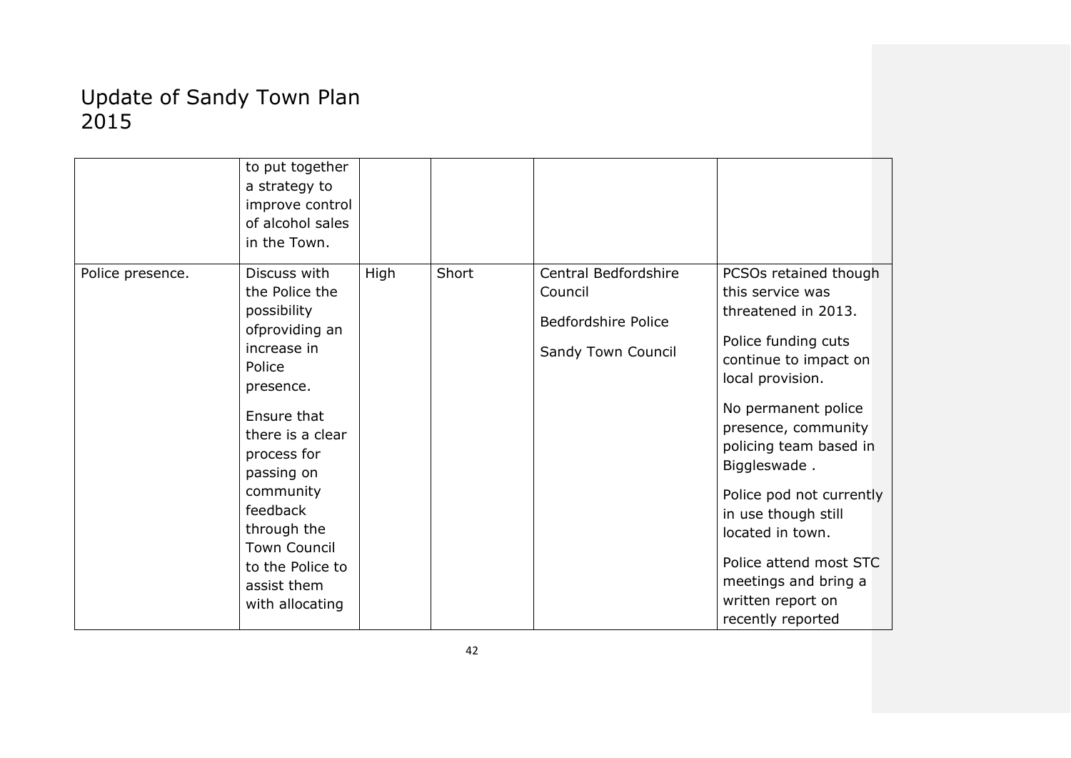# Update of Sandy Town Plan 2015

| | | | | | |
|---|---|---|---|---|---|
| | to put together a strategy to improve control of alcohol sales in the Town. | | | | |
| Police presence. | Discuss with the Police the possibility ofproviding an increase in Police presence.<br><br>Ensure that there is a clear process for passing on community feedback through the Town Council to the Police to assist them with allocating | High | Short | Central Bedfordshire Council<br><br>Bedfordshire Police<br><br>Sandy Town Council | PCSOs retained though this service was threatened in 2013.<br><br>Police funding cuts continue to impact on local provision.<br><br>No permanent police presence, community policing team based in Biggleswade .<br><br>Police pod not currently in use though still located in town.<br><br>Police attend most STC meetings and bring a written report on recently reported |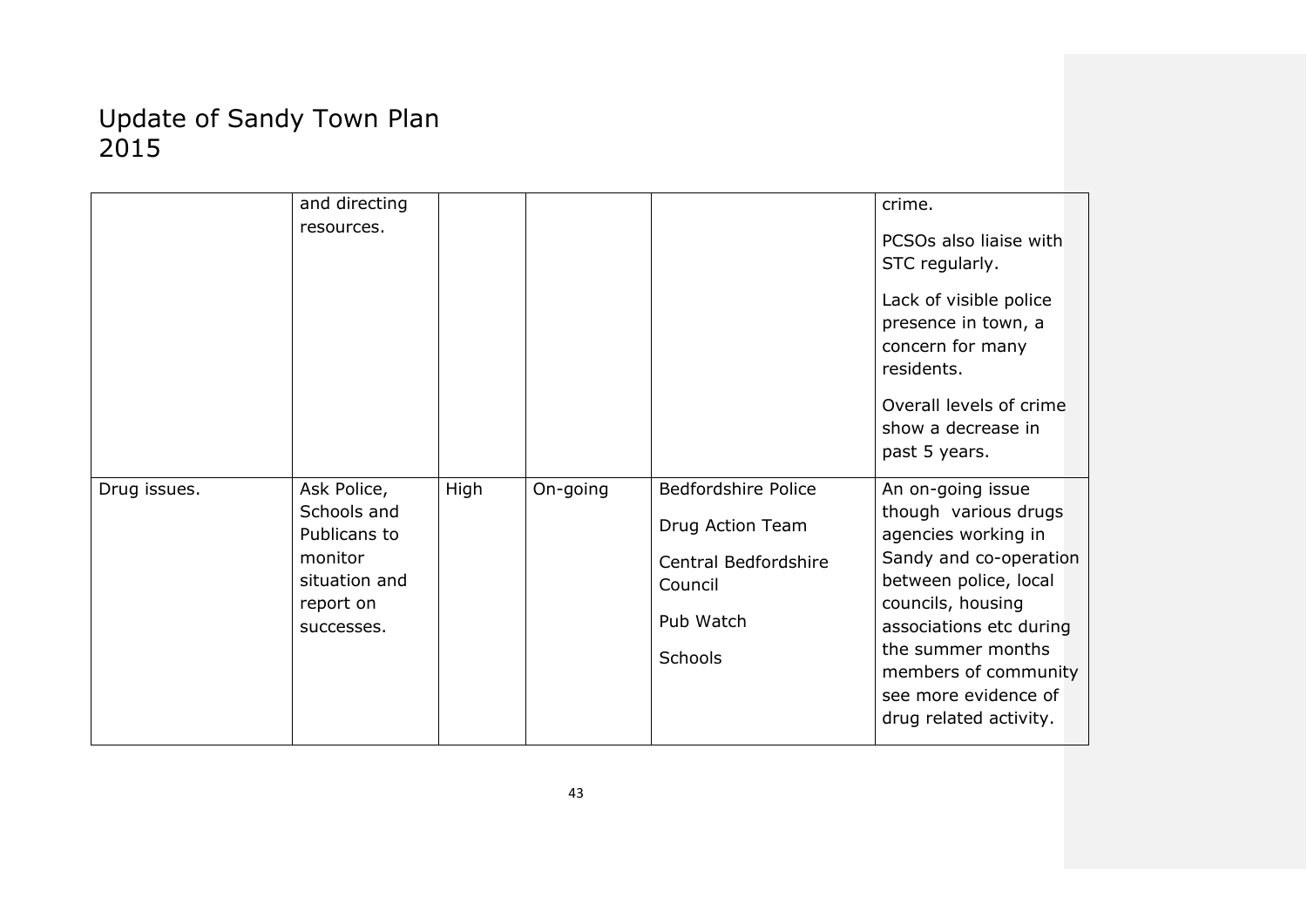# Update of Sandy Town Plan 2015

| | | | | | |
|---|---|---|---|---|---|
| | and directing resources. | | | | crime.<br><br>PCSOs also liaise with STC regularly.<br><br>Lack of visible police presence in town, a concern for many residents.<br><br>Overall levels of crime show a decrease in past 5 years. |
| Drug issues. | Ask Police, Schools and Publicans to monitor situation and report on successes. | High | On-going | Bedfordshire Police<br><br>Drug Action Team<br><br>Central Bedfordshire Council<br><br>Pub Watch<br><br>Schools | An on-going issue though various drugs agencies working in Sandy and co-operation between police, local councils, housing associations etc during the summer months members of community see more evidence of drug related activity. |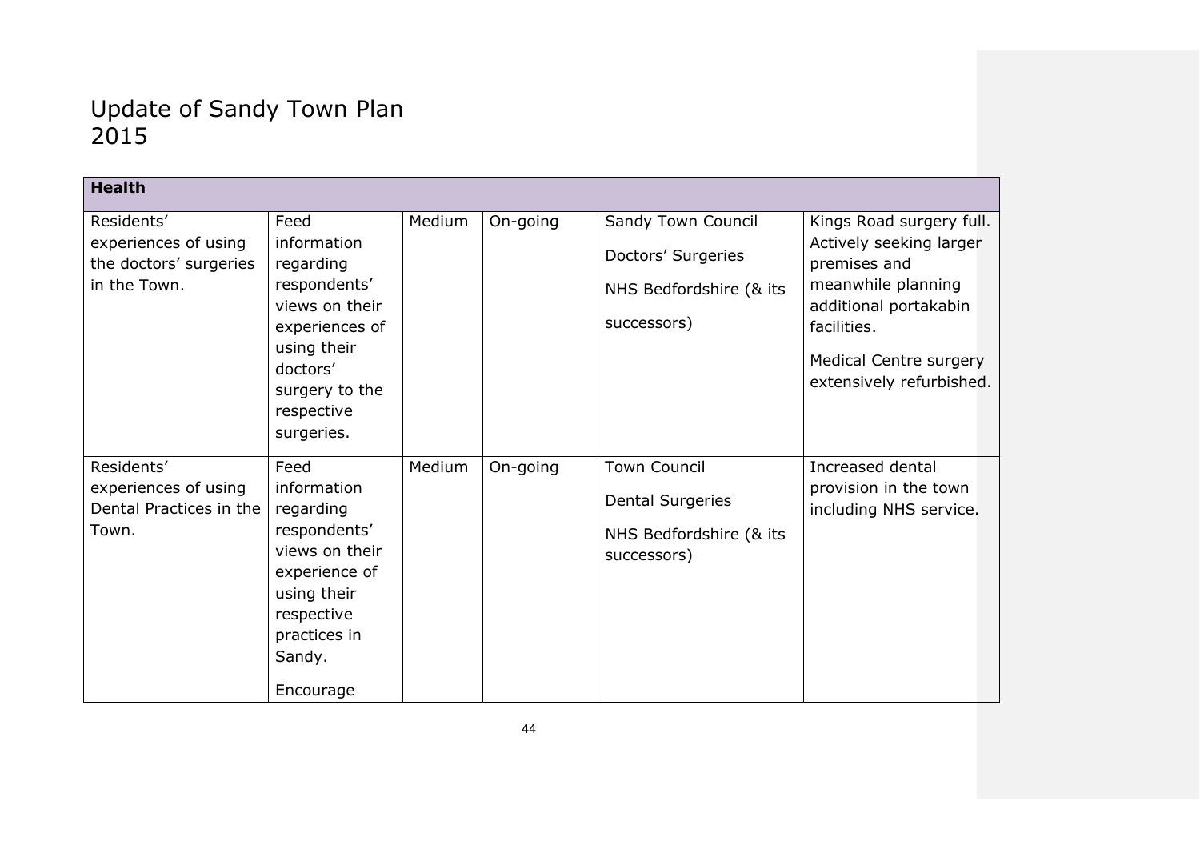# Update of Sandy Town Plan 2015

| Health | | | | | |
|---|---|---|---|---|---|
| Residents' experiences of using the doctors' surgeries in the Town. | Feed information regarding respondents' views on their experiences of using their doctors' surgery to the respective surgeries. | Medium | On-going | Sandy Town Council<br><br>Doctors' Surgeries<br><br>NHS Bedfordshire (& its successors) | Kings Road surgery full. Actively seeking larger premises and meanwhile planning additional portakabin facilities.<br><br>Medical Centre surgery extensively refurbished. |
| Residents' experiences of using Dental Practices in the Town. | Feed information regarding respondents' views on their experience of using their respective practices in Sandy.<br><br>Encourage | Medium | On-going | Town Council<br><br>Dental Surgeries<br><br>NHS Bedfordshire (& its successors) | Increased dental provision in the town including NHS service. |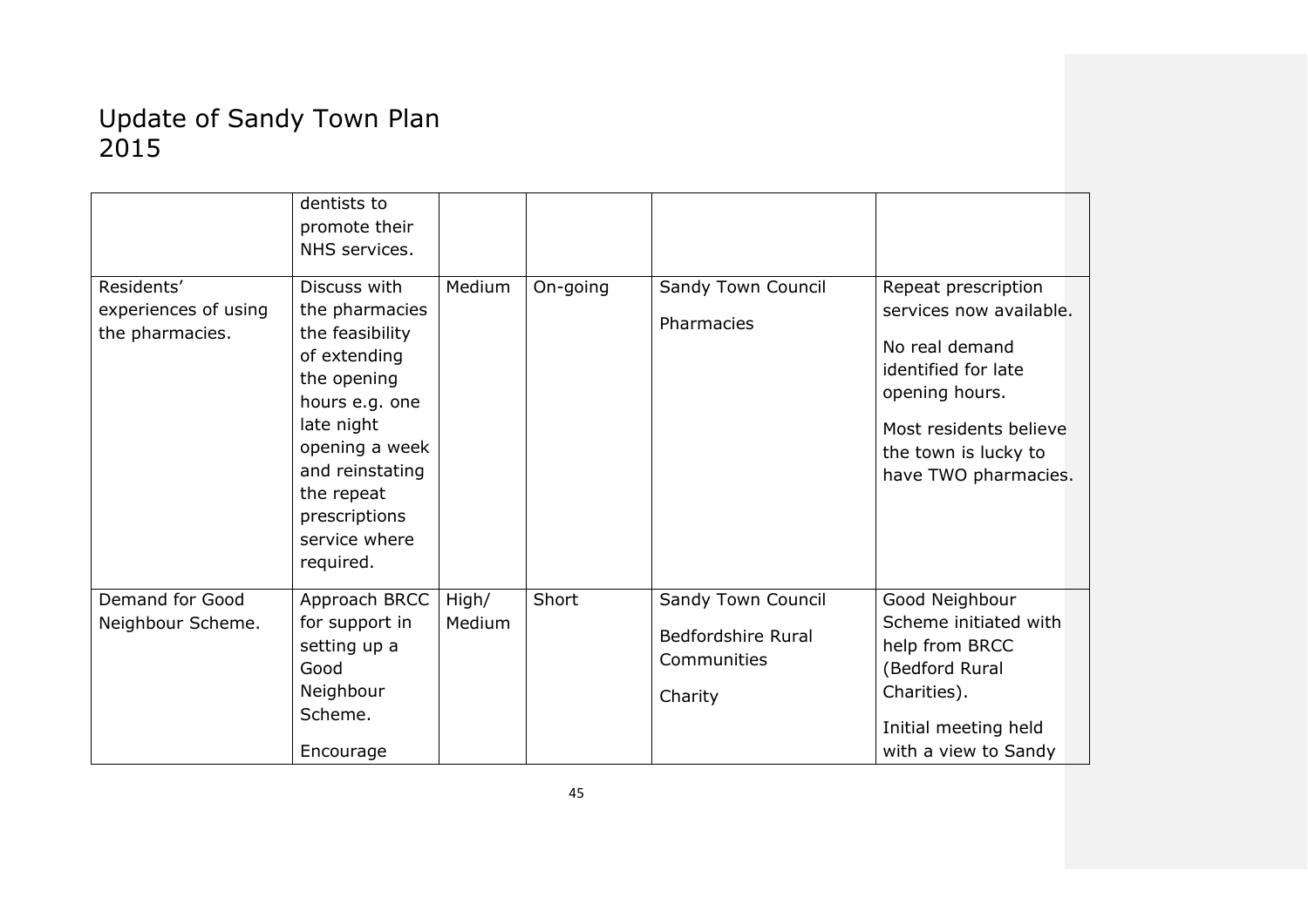# Update of Sandy Town Plan 2015

| | | | | | |
|---|---|---|---|---|---|
| | dentists to promote their NHS services. | | | | |
| Residents' experiences of using the pharmacies. | Discuss with the pharmacies the feasibility of extending the opening hours e.g. one late night opening a week and reinstating the repeat prescriptions service where required. | Medium | On-going | Sandy Town Council<br><br>Pharmacies | Repeat prescription services now available.<br><br>No real demand identified for late opening hours.<br><br>Most residents believe the town is lucky to have TWO pharmacies. |
| Demand for Good Neighbour Scheme. | Approach BRCC for support in setting up a Good Neighbour Scheme.<br><br>Encourage | High/ Medium | Short | Sandy Town Council<br><br>Bedfordshire Rural Communities<br><br>Charity | Good Neighbour Scheme initiated with help from BRCC (Bedford Rural Charities).<br><br>Initial meeting held with a view to Sandy |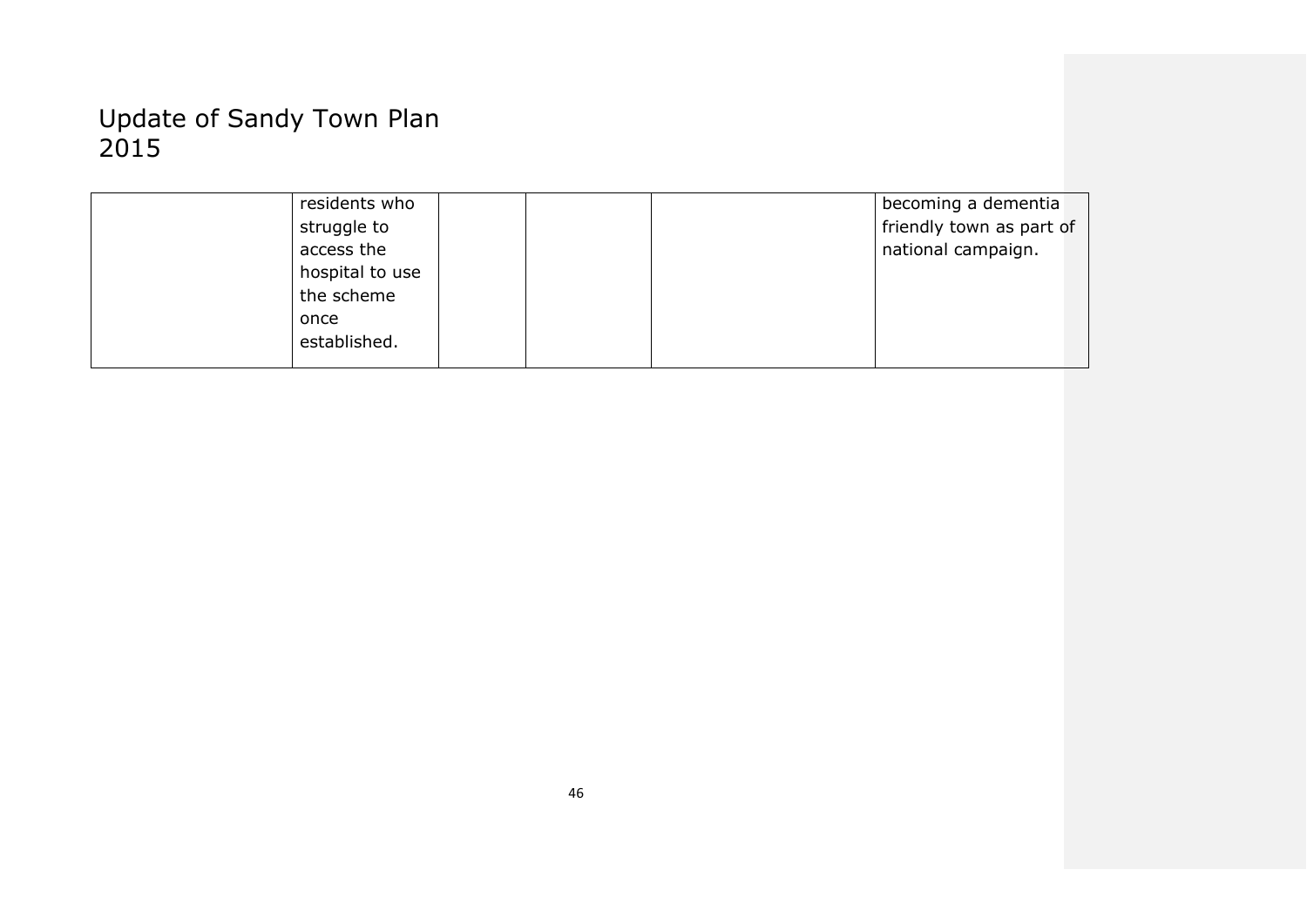| | | | | | |
|---|---|---|---|---|---|
| | residents who struggle to access the hospital to use the scheme once established. | | | | becoming a dementia friendly town as part of national campaign. |